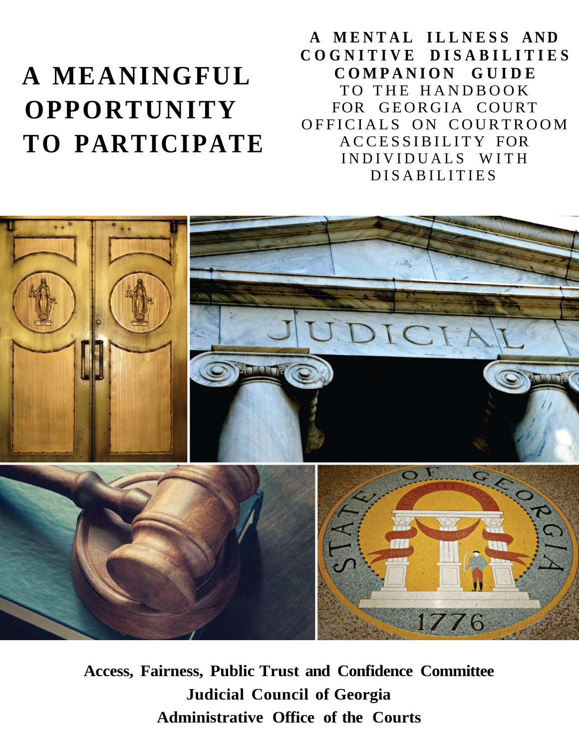# A MEANINGFUL OPPORTUNITY TO PARTICIPATE

**A MENTAL ILLNESS AND COGNITIVE DISABILITIES COMPANION GUIDE**

TO THE HANDBOOK FOR GEORGIA COURT OFFICIALS ON COURTROOM ACCESSIBILITY FOR INDIVIDUALS WITH DISABILITIES

**Access, Fairness, Public Trust and Confidence Committee**

**Judicial Council of Georgia**

**Administrative Office of the Courts**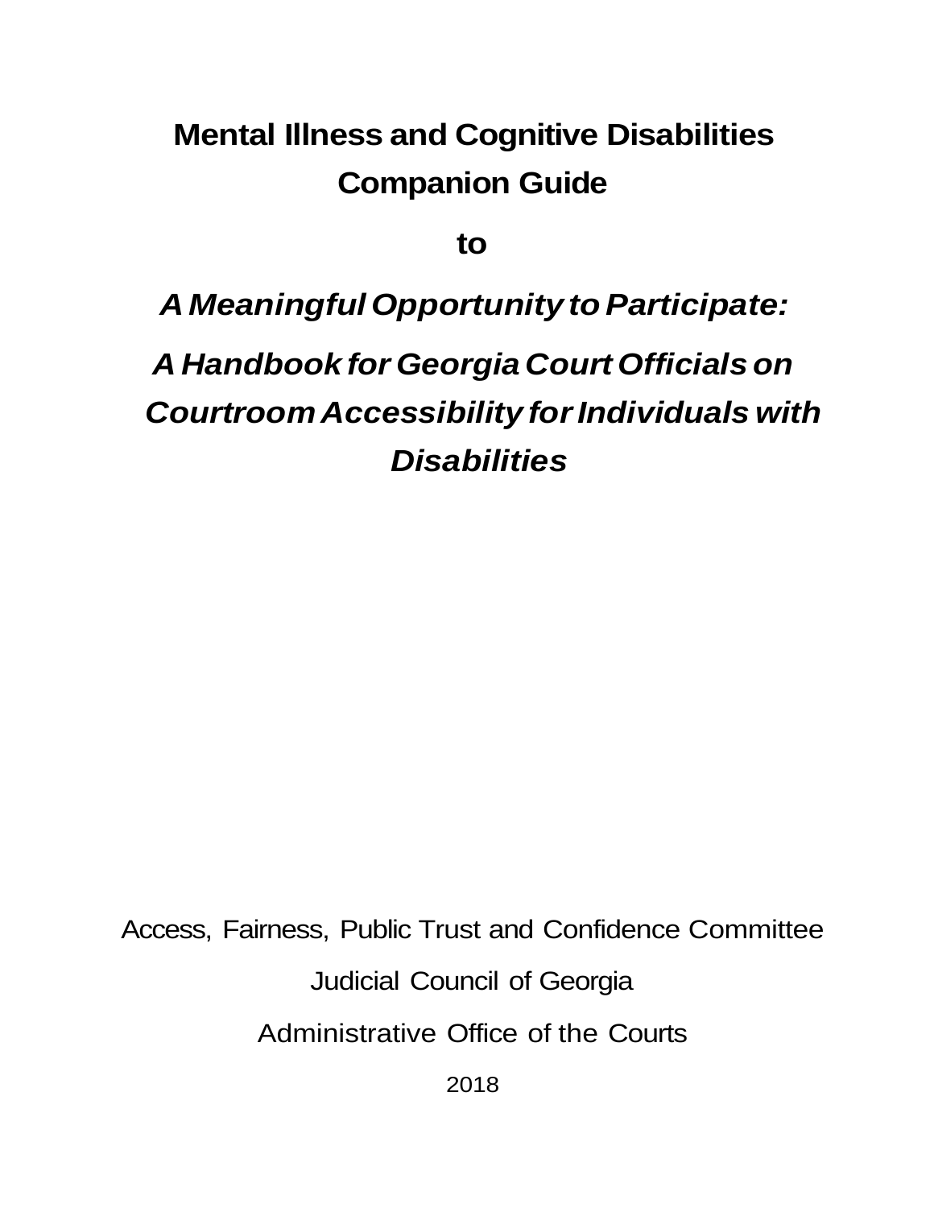# Mental Illness and Cognitive Disabilities Companion Guide

**to**

## *A Meaningful Opportunity to Participate: A Handbook for Georgia Court Officials on Courtroom Accessibility for Individuals with Disabilities*

Access, Fairness, Public Trust and Confidence Committee

Judicial Council of Georgia

Administrative Office of the Courts

2018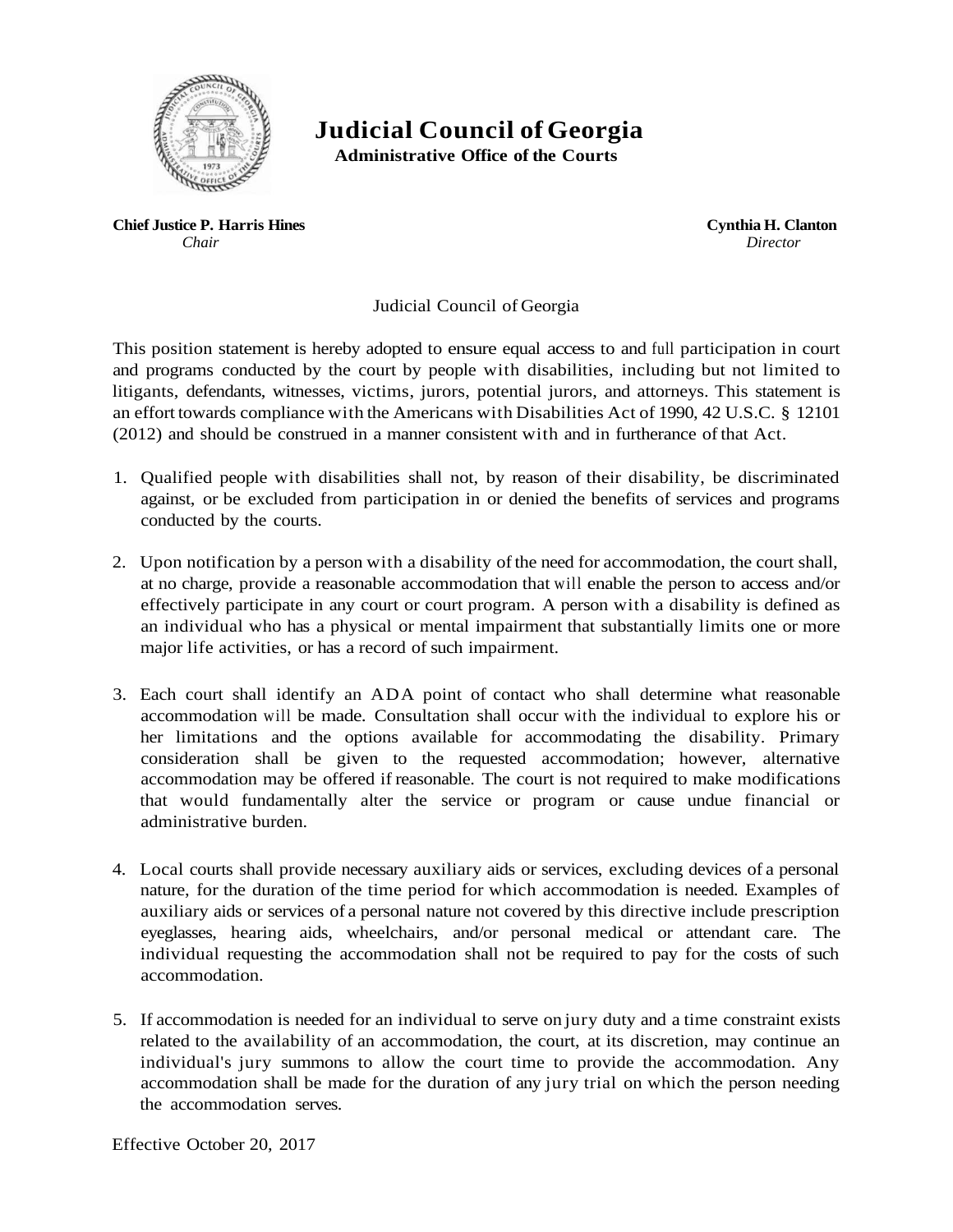# Judicial Council of Georgia

**Administrative Office of the Courts**

**Chief Justice P. Harris Hines**
*Chair*

**Cynthia H. Clanton**
*Director*

Judicial Council of Georgia

This position statement is hereby adopted to ensure equal access to and full participation in court and programs conducted by the court by people with disabilities, including but not limited to litigants, defendants, witnesses, victims, jurors, potential jurors, and attorneys. This statement is an effort towards compliance with the Americans with Disabilities Act of 1990, 42 U.S.C. § 12101 (2012) and should be construed in a manner consistent with and in furtherance of that Act.

1. Qualified people with disabilities shall not, by reason of their disability, be discriminated against, or be excluded from participation in or denied the benefits of services and programs conducted by the courts.

2. Upon notification by a person with a disability of the need for accommodation, the court shall, at no charge, provide a reasonable accommodation that will enable the person to access and/or effectively participate in any court or court program. A person with a disability is defined as an individual who has a physical or mental impairment that substantially limits one or more major life activities, or has a record of such impairment.

3. Each court shall identify an ADA point of contact who shall determine what reasonable accommodation will be made. Consultation shall occur with the individual to explore his or her limitations and the options available for accommodating the disability. Primary consideration shall be given to the requested accommodation; however, alternative accommodation may be offered if reasonable. The court is not required to make modifications that would fundamentally alter the service or program or cause undue financial or administrative burden.

4. Local courts shall provide necessary auxiliary aids or services, excluding devices of a personal nature, for the duration of the time period for which accommodation is needed. Examples of auxiliary aids or services of a personal nature not covered by this directive include prescription eyeglasses, hearing aids, wheelchairs, and/or personal medical or attendant care. The individual requesting the accommodation shall not be required to pay for the costs of such accommodation.

5. If accommodation is needed for an individual to serve on jury duty and a time constraint exists related to the availability of an accommodation, the court, at its discretion, may continue an individual's jury summons to allow the court time to provide the accommodation. Any accommodation shall be made for the duration of any jury trial on which the person needing the accommodation serves.

Effective October 20, 2017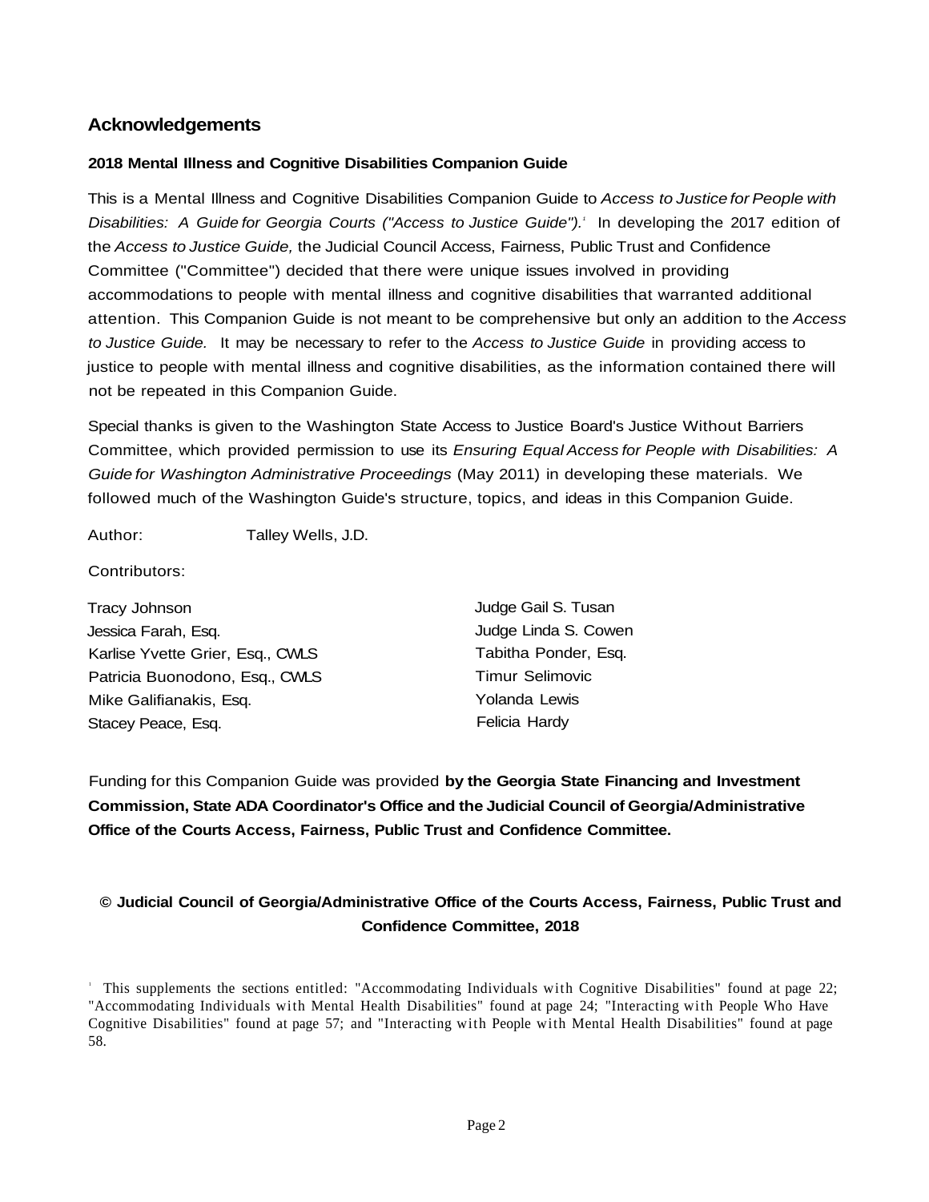## Acknowledgements

### 2018 Mental Illness and Cognitive Disabilities Companion Guide

This is a Mental Illness and Cognitive Disabilities Companion Guide to *Access to Justice for People with Disabilities: A Guide for Georgia Courts ("Access to Justice Guide").*[1] In developing the 2017 edition of the *Access to Justice Guide,* the Judicial Council Access, Fairness, Public Trust and Confidence Committee ("Committee") decided that there were unique issues involved in providing accommodations to people with mental illness and cognitive disabilities that warranted additional attention. This Companion Guide is not meant to be comprehensive but only an addition to the *Access to Justice Guide.* It may be necessary to refer to the *Access to Justice Guide* in providing access to justice to people with mental illness and cognitive disabilities, as the information contained there will not be repeated in this Companion Guide.

Special thanks is given to the Washington State Access to Justice Board's Justice Without Barriers Committee, which provided permission to use its *Ensuring Equal Access for People with Disabilities: A Guide for Washington Administrative Proceedings* (May 2011) in developing these materials. We followed much of the Washington Guide's structure, topics, and ideas in this Companion Guide.

Author: Talley Wells, J.D.

Contributors:

Tracy Johnson
Jessica Farah, Esq.
Karlise Yvette Grier, Esq., CWLS
Patricia Buonodono, Esq., CWLS
Mike Galifianakis, Esq.
Stacey Peace, Esq.
Judge Gail S. Tusan
Judge Linda S. Cowen
Tabitha Ponder, Esq.
Timur Selimovic
Yolanda Lewis
Felicia Hardy

Funding for this Companion Guide was provided **by the Georgia State Financing and Investment Commission, State ADA Coordinator's Office and the Judicial Council of Georgia/Administrative Office of the Courts Access, Fairness, Public Trust and Confidence Committee.**

**© Judicial Council of Georgia/Administrative Office of the Courts Access, Fairness, Public Trust and Confidence Committee, 2018**

[1] This supplements the sections entitled: "Accommodating Individuals with Cognitive Disabilities" found at page 22; "Accommodating Individuals with Mental Health Disabilities" found at page 24; "Interacting with People Who Have Cognitive Disabilities" found at page 57; and "Interacting with People with Mental Health Disabilities" found at page 58.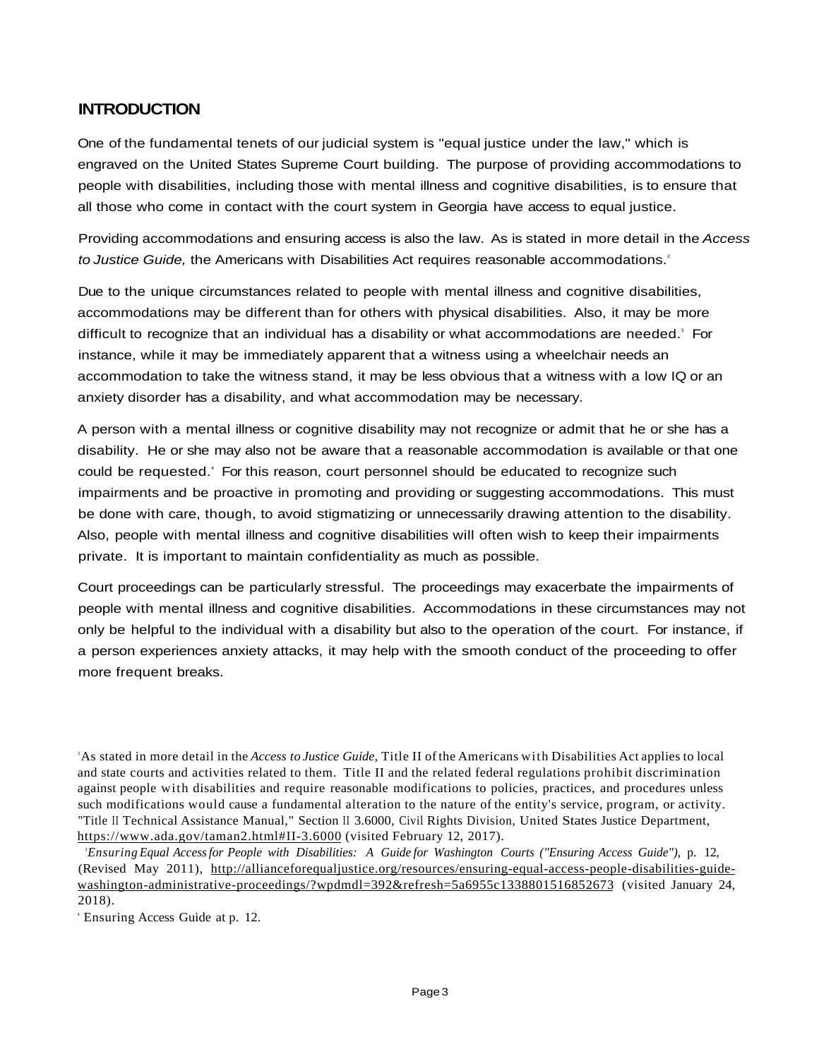## INTRODUCTION

One of the fundamental tenets of our judicial system is "equal justice under the law," which is engraved on the United States Supreme Court building. The purpose of providing accommodations to people with disabilities, including those with mental illness and cognitive disabilities, is to ensure that all those who come in contact with the court system in Georgia have access to equal justice.

Providing accommodations and ensuring access is also the law. As is stated in more detail in the *Access to Justice Guide,* the Americans with Disabilities Act requires reasonable accommodations.[2]

Due to the unique circumstances related to people with mental illness and cognitive disabilities, accommodations may be different than for others with physical disabilities. Also, it may be more difficult to recognize that an individual has a disability or what accommodations are needed.[3] For instance, while it may be immediately apparent that a witness using a wheelchair needs an accommodation to take the witness stand, it may be less obvious that a witness with a low IQ or an anxiety disorder has a disability, and what accommodation may be necessary.

A person with a mental illness or cognitive disability may not recognize or admit that he or she has a disability. He or she may also not be aware that a reasonable accommodation is available or that one could be requested.[4] For this reason, court personnel should be educated to recognize such impairments and be proactive in promoting and providing or suggesting accommodations. This must be done with care, though, to avoid stigmatizing or unnecessarily drawing attention to the disability. Also, people with mental illness and cognitive disabilities will often wish to keep their impairments private. It is important to maintain confidentiality as much as possible.

Court proceedings can be particularly stressful. The proceedings may exacerbate the impairments of people with mental illness and cognitive disabilities. Accommodations in these circumstances may not only be helpful to the individual with a disability but also to the operation of the court. For instance, if a person experiences anxiety attacks, it may help with the smooth conduct of the proceeding to offer more frequent breaks.

---

[2] As stated in more detail in the *Access to Justice Guide,* Title II of the Americans with Disabilities Act applies to local and state courts and activities related to them. Title II and the related federal regulations prohibit discrimination against people with disabilities and require reasonable modifications to policies, practices, and procedures unless such modifications would cause a fundamental alteration to the nature of the entity's service, program, or activity. "Title II Technical Assistance Manual," Section II 3.6000, Civil Rights Division, United States Justice Department, https://www.ada.gov/taman2.html#II-3.6000 (visited February 12, 2017).

[3] *Ensuring Equal Access for People with Disabilities: A Guide for Washington Courts ("Ensuring Access Guide"),* p. 12, (Revised May 2011), http://allianceforequaljustice.org/resources/ensuring-equal-access-people-disabilities-guide-washington-administrative-proceedings/?wpdmdl=392&refresh=5a6955c1338801516852673 (visited January 24, 2018).

[4] Ensuring Access Guide at p. 12.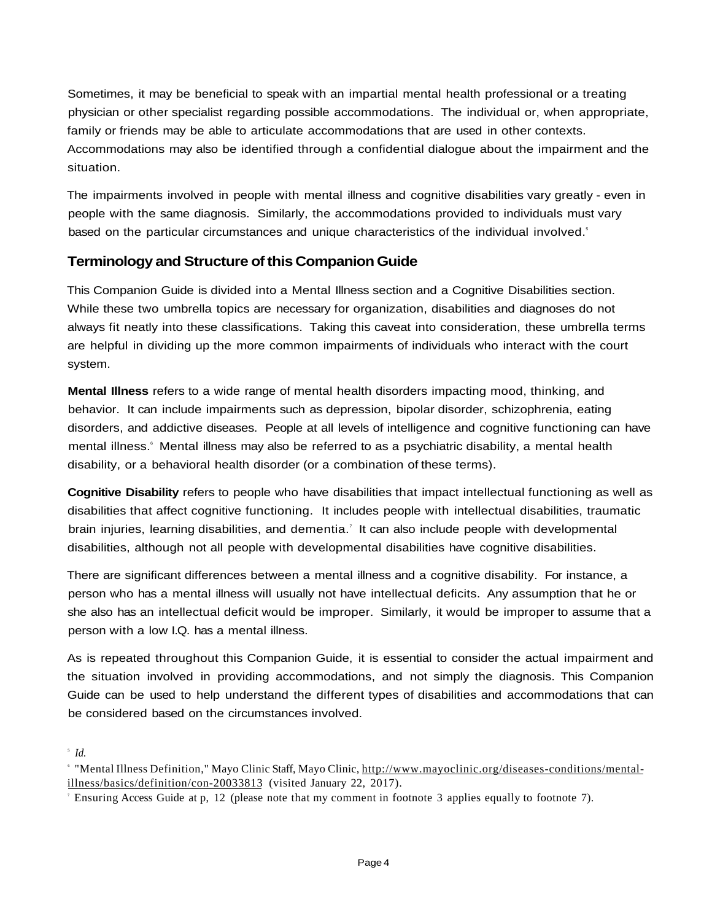Sometimes, it may be beneficial to speak with an impartial mental health professional or a treating physician or other specialist regarding possible accommodations. The individual or, when appropriate, family or friends may be able to articulate accommodations that are used in other contexts. Accommodations may also be identified through a confidential dialogue about the impairment and the situation.

The impairments involved in people with mental illness and cognitive disabilities vary greatly - even in people with the same diagnosis. Similarly, the accommodations provided to individuals must vary based on the particular circumstances and unique characteristics of the individual involved.[5]

## Terminology and Structure of this Companion Guide

This Companion Guide is divided into a Mental Illness section and a Cognitive Disabilities section. While these two umbrella topics are necessary for organization, disabilities and diagnoses do not always fit neatly into these classifications. Taking this caveat into consideration, these umbrella terms are helpful in dividing up the more common impairments of individuals who interact with the court system.

**Mental Illness** refers to a wide range of mental health disorders impacting mood, thinking, and behavior. It can include impairments such as depression, bipolar disorder, schizophrenia, eating disorders, and addictive diseases. People at all levels of intelligence and cognitive functioning can have mental illness.[6] Mental illness may also be referred to as a psychiatric disability, a mental health disability, or a behavioral health disorder (or a combination of these terms).

**Cognitive Disability** refers to people who have disabilities that impact intellectual functioning as well as disabilities that affect cognitive functioning. It includes people with intellectual disabilities, traumatic brain injuries, learning disabilities, and dementia.[7] It can also include people with developmental disabilities, although not all people with developmental disabilities have cognitive disabilities.

There are significant differences between a mental illness and a cognitive disability. For instance, a person who has a mental illness will usually not have intellectual deficits. Any assumption that he or she also has an intellectual deficit would be improper. Similarly, it would be improper to assume that a person with a low I.Q. has a mental illness.

As is repeated throughout this Companion Guide, it is essential to consider the actual impairment and the situation involved in providing accommodations, and not simply the diagnosis. This Companion Guide can be used to help understand the different types of disabilities and accommodations that can be considered based on the circumstances involved.

[5] *Id.*

[6] "Mental Illness Definition," Mayo Clinic Staff, Mayo Clinic, http://www.mayoclinic.org/diseases-conditions/mental-illness/basics/definition/con-20033813 (visited January 22, 2017).

[7] Ensuring Access Guide at p, 12 (please note that my comment in footnote 3 applies equally to footnote 7).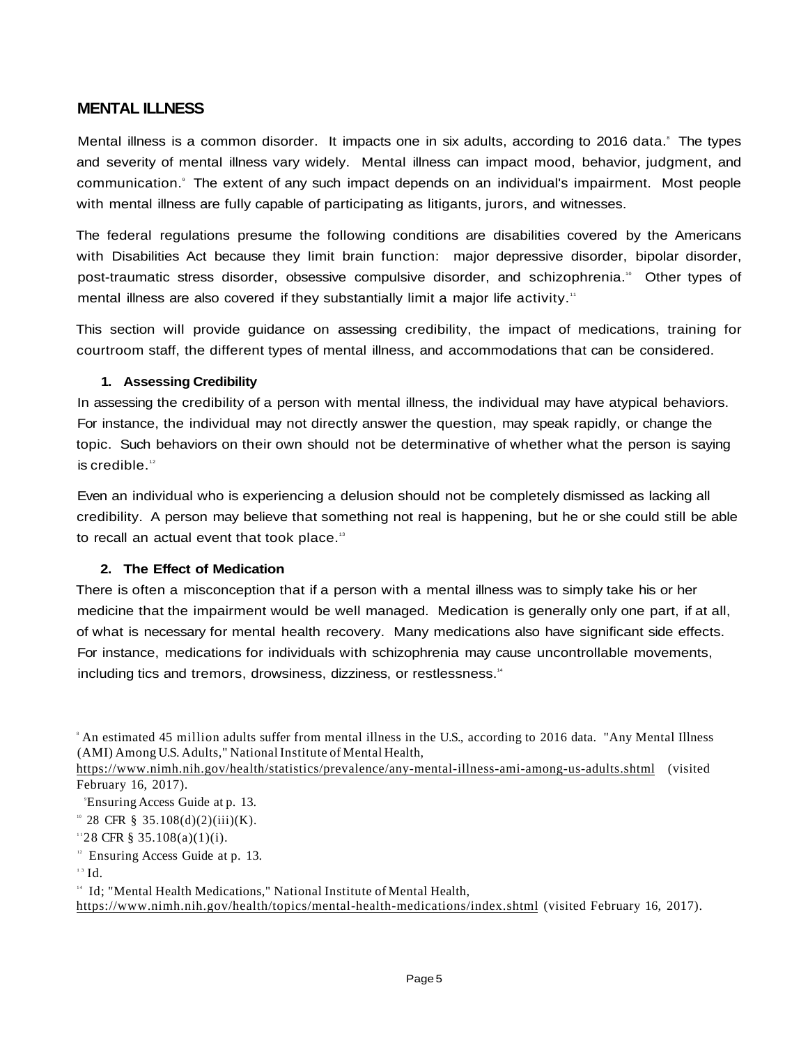## MENTAL ILLNESS

Mental illness is a common disorder. It impacts one in six adults, according to 2016 data.[8] The types and severity of mental illness vary widely. Mental illness can impact mood, behavior, judgment, and communication.[9] The extent of any such impact depends on an individual's impairment. Most people with mental illness are fully capable of participating as litigants, jurors, and witnesses.

The federal regulations presume the following conditions are disabilities covered by the Americans with Disabilities Act because they limit brain function: major depressive disorder, bipolar disorder, post-traumatic stress disorder, obsessive compulsive disorder, and schizophrenia.[10] Other types of mental illness are also covered if they substantially limit a major life activity.[11]

This section will provide guidance on assessing credibility, the impact of medications, training for courtroom staff, the different types of mental illness, and accommodations that can be considered.

### 1. Assessing Credibility

In assessing the credibility of a person with mental illness, the individual may have atypical behaviors. For instance, the individual may not directly answer the question, may speak rapidly, or change the topic. Such behaviors on their own should not be determinative of whether what the person is saying is credible.[12]

Even an individual who is experiencing a delusion should not be completely dismissed as lacking all credibility. A person may believe that something not real is happening, but he or she could still be able to recall an actual event that took place.[13]

### 2. The Effect of Medication

There is often a misconception that if a person with a mental illness was to simply take his or her medicine that the impairment would be well managed. Medication is generally only one part, if at all, of what is necessary for mental health recovery. Many medications also have significant side effects. For instance, medications for individuals with schizophrenia may cause uncontrollable movements, including tics and tremors, drowsiness, dizziness, or restlessness.[14]

---

[8] An estimated 45 million adults suffer from mental illness in the U.S., according to 2016 data. "Any Mental Illness (AMI) Among U.S. Adults," National Institute of Mental Health, https://www.nimh.nih.gov/health/statistics/prevalence/any-mental-illness-ami-among-us-adults.shtml (visited February 16, 2017).

[9] Ensuring Access Guide at p. 13.

[10] 28 CFR § 35.108(d)(2)(iii)(K).

[11] 28 CFR § 35.108(a)(1)(i).

[12] Ensuring Access Guide at p. 13.

[13] Id.

[14] Id; "Mental Health Medications," National Institute of Mental Health, https://www.nimh.nih.gov/health/topics/mental-health-medications/index.shtml (visited February 16, 2017).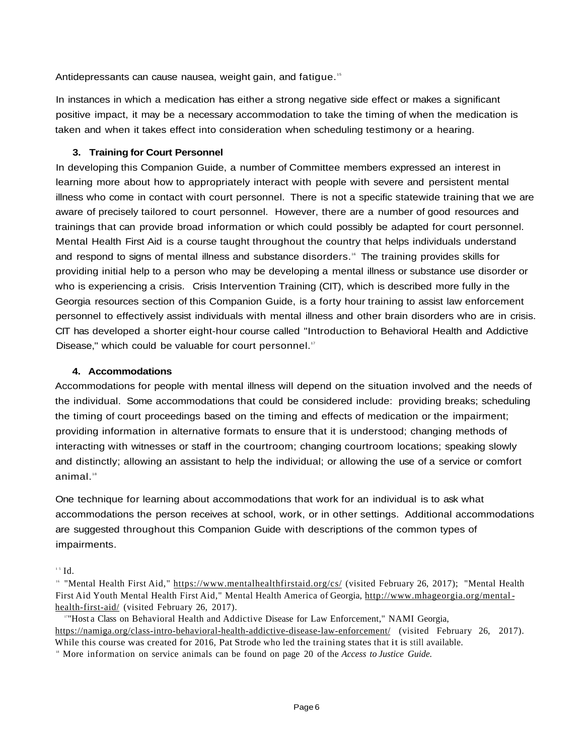Antidepressants can cause nausea, weight gain, and fatigue.[15]

In instances in which a medication has either a strong negative side effect or makes a significant positive impact, it may be a necessary accommodation to take the timing of when the medication is taken and when it takes effect into consideration when scheduling testimony or a hearing.

### 3. Training for Court Personnel

In developing this Companion Guide, a number of Committee members expressed an interest in learning more about how to appropriately interact with people with severe and persistent mental illness who come in contact with court personnel. There is not a specific statewide training that we are aware of precisely tailored to court personnel. However, there are a number of good resources and trainings that can provide broad information or which could possibly be adapted for court personnel. Mental Health First Aid is a course taught throughout the country that helps individuals understand and respond to signs of mental illness and substance disorders.[16] The training provides skills for providing initial help to a person who may be developing a mental illness or substance use disorder or who is experiencing a crisis. Crisis Intervention Training (CIT), which is described more fully in the Georgia resources section of this Companion Guide, is a forty hour training to assist law enforcement personnel to effectively assist individuals with mental illness and other brain disorders who are in crisis. CIT has developed a shorter eight-hour course called "Introduction to Behavioral Health and Addictive Disease," which could be valuable for court personnel.[17]

### 4. Accommodations

Accommodations for people with mental illness will depend on the situation involved and the needs of the individual. Some accommodations that could be considered include: providing breaks; scheduling the timing of court proceedings based on the timing and effects of medication or the impairment; providing information in alternative formats to ensure that it is understood; changing methods of interacting with witnesses or staff in the courtroom; changing courtroom locations; speaking slowly and distinctly; allowing an assistant to help the individual; or allowing the use of a service or comfort animal.[18]

One technique for learning about accommodations that work for an individual is to ask what accommodations the person receives at school, work, or in other settings. Additional accommodations are suggested throughout this Companion Guide with descriptions of the common types of impairments.

---

[15] Id.

[16] "Mental Health First Aid," https://www.mentalhealthfirstaid.org/cs/ (visited February 26, 2017); "Mental Health First Aid Youth Mental Health First Aid," Mental Health America of Georgia, http://www.mhageorgia.org/mental-health-first-aid/ (visited February 26, 2017).

[17] "Host a Class on Behavioral Health and Addictive Disease for Law Enforcement," NAMI Georgia, https://namiga.org/class-intro-behavioral-health-addictive-disease-law-enforcement/ (visited February 26, 2017). While this course was created for 2016, Pat Strode who led the training states that it is still available.

[18] More information on service animals can be found on page 20 of the *Access to Justice Guide.*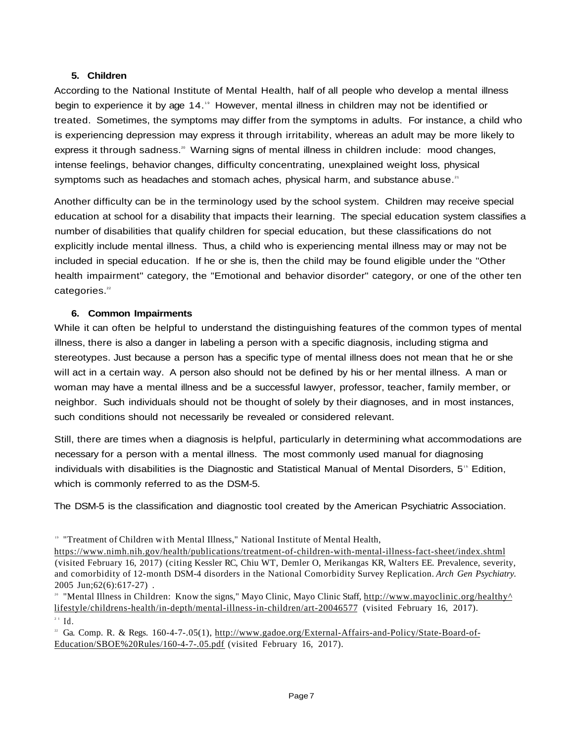### 5. Children

According to the National Institute of Mental Health, half of all people who develop a mental illness begin to experience it by age 14.[19] However, mental illness in children may not be identified or treated. Sometimes, the symptoms may differ from the symptoms in adults. For instance, a child who is experiencing depression may express it through irritability, whereas an adult may be more likely to express it through sadness.[20] Warning signs of mental illness in children include: mood changes, intense feelings, behavior changes, difficulty concentrating, unexplained weight loss, physical symptoms such as headaches and stomach aches, physical harm, and substance abuse.[21]

Another difficulty can be in the terminology used by the school system. Children may receive special education at school for a disability that impacts their learning. The special education system classifies a number of disabilities that qualify children for special education, but these classifications do not explicitly include mental illness. Thus, a child who is experiencing mental illness may or may not be included in special education. If he or she is, then the child may be found eligible under the "Other health impairment" category, the "Emotional and behavior disorder" category, or one of the other ten categories.[22]

### 6. Common Impairments

While it can often be helpful to understand the distinguishing features of the common types of mental illness, there is also a danger in labeling a person with a specific diagnosis, including stigma and stereotypes. Just because a person has a specific type of mental illness does not mean that he or she will act in a certain way. A person also should not be defined by his or her mental illness. A man or woman may have a mental illness and be a successful lawyer, professor, teacher, family member, or neighbor. Such individuals should not be thought of solely by their diagnoses, and in most instances, such conditions should not necessarily be revealed or considered relevant.

Still, there are times when a diagnosis is helpful, particularly in determining what accommodations are necessary for a person with a mental illness. The most commonly used manual for diagnosing individuals with disabilities is the Diagnostic and Statistical Manual of Mental Disorders, 5th Edition, which is commonly referred to as the DSM-5.

The DSM-5 is the classification and diagnostic tool created by the American Psychiatric Association.

---

[19] "Treatment of Children with Mental Illness," National Institute of Mental Health, https://www.nimh.nih.gov/health/publications/treatment-of-children-with-mental-illness-fact-sheet/index.shtml (visited February 16, 2017) (citing Kessler RC, Chiu WT, Demler O, Merikangas KR, Walters EE. Prevalence, severity, and comorbidity of 12-month DSM-4 disorders in the National Comorbidity Survey Replication. *Arch Gen Psychiatry.* 2005 Jun;62(6):617-27) .

[20] "Mental Illness in Children: Know the signs," Mayo Clinic, Mayo Clinic Staff, http://www.mayoclinic.org/healthy^lifestyle/childrens-health/in-depth/mental-illness-in-children/art-20046577 (visited February 16, 2017).

[21] Id.

[22] Ga. Comp. R. & Regs. 160-4-7-.05(1), http://www.gadoe.org/External-Affairs-and-Policy/State-Board-of-Education/SBOE%20Rules/160-4-7-.05.pdf (visited February 16, 2017).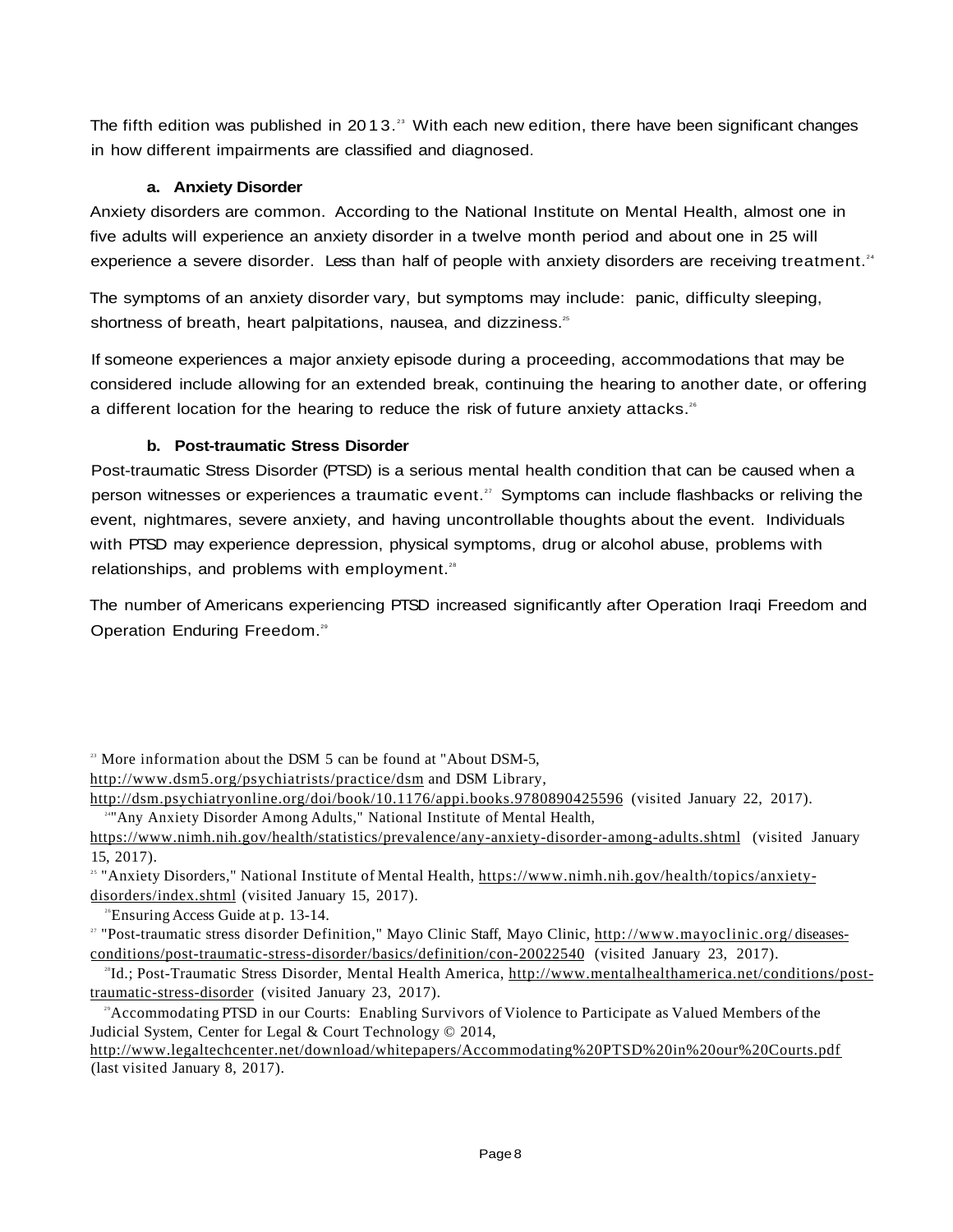The fifth edition was published in 2013.[23] With each new edition, there have been significant changes in how different impairments are classified and diagnosed.

#### a. Anxiety Disorder

Anxiety disorders are common. According to the National Institute on Mental Health, almost one in five adults will experience an anxiety disorder in a twelve month period and about one in 25 will experience a severe disorder. Less than half of people with anxiety disorders are receiving treatment.[24]

The symptoms of an anxiety disorder vary, but symptoms may include: panic, difficulty sleeping, shortness of breath, heart palpitations, nausea, and dizziness.[25]

If someone experiences a major anxiety episode during a proceeding, accommodations that may be considered include allowing for an extended break, continuing the hearing to another date, or offering a different location for the hearing to reduce the risk of future anxiety attacks.[26]

#### b. Post-traumatic Stress Disorder

Post-traumatic Stress Disorder (PTSD) is a serious mental health condition that can be caused when a person witnesses or experiences a traumatic event.[27] Symptoms can include flashbacks or reliving the event, nightmares, severe anxiety, and having uncontrollable thoughts about the event. Individuals with PTSD may experience depression, physical symptoms, drug or alcohol abuse, problems with relationships, and problems with employment.[28]

The number of Americans experiencing PTSD increased significantly after Operation Iraqi Freedom and Operation Enduring Freedom.[29]

---

[23] More information about the DSM 5 can be found at "About DSM-5, http://www.dsm5.org/psychiatrists/practice/dsm and DSM Library, http://dsm.psychiatryonline.org/doi/book/10.1176/appi.books.9780890425596 (visited January 22, 2017).

[24] "Any Anxiety Disorder Among Adults," National Institute of Mental Health, https://www.nimh.nih.gov/health/statistics/prevalence/any-anxiety-disorder-among-adults.shtml (visited January 15, 2017).

[25] "Anxiety Disorders," National Institute of Mental Health, https://www.nimh.nih.gov/health/topics/anxiety-disorders/index.shtml (visited January 15, 2017).

[26] Ensuring Access Guide at p. 13-14.

[27] "Post-traumatic stress disorder Definition," Mayo Clinic Staff, Mayo Clinic, http://www.mayoclinic.org/diseases-conditions/post-traumatic-stress-disorder/basics/definition/con-20022540 (visited January 23, 2017).

[28] Id.; Post-Traumatic Stress Disorder, Mental Health America, http://www.mentalhealthamerica.net/conditions/post-traumatic-stress-disorder (visited January 23, 2017).

[29] Accommodating PTSD in our Courts: Enabling Survivors of Violence to Participate as Valued Members of the Judicial System, Center for Legal & Court Technology © 2014, http://www.legaltechcenter.net/download/whitepapers/Accommodating%20PTSD%20in%20our%20Courts.pdf (last visited January 8, 2017).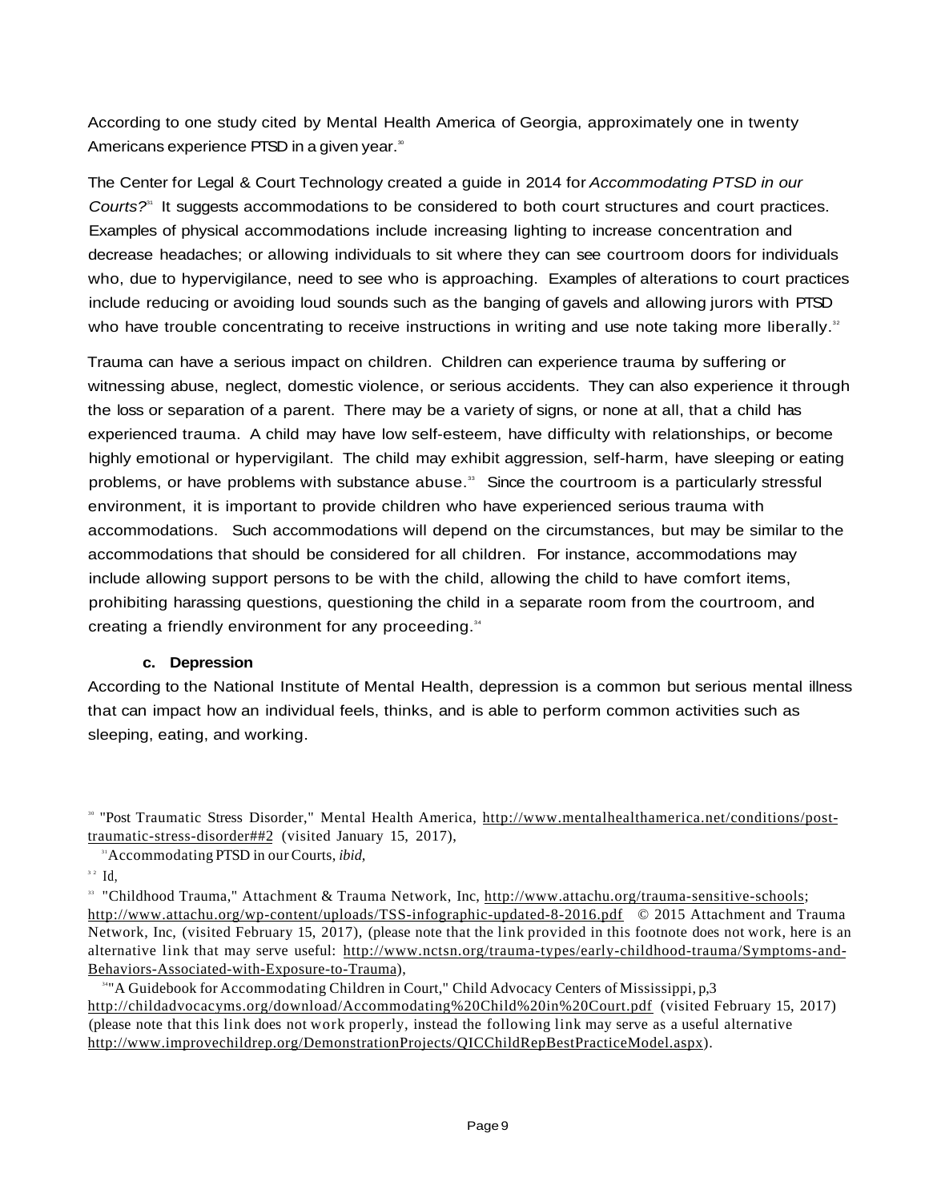According to one study cited by Mental Health America of Georgia, approximately one in twenty Americans experience PTSD in a given year.[30]

The Center for Legal & Court Technology created a guide in 2014 for *Accommodating PTSD in our Courts?*[31] It suggests accommodations to be considered to both court structures and court practices. Examples of physical accommodations include increasing lighting to increase concentration and decrease headaches; or allowing individuals to sit where they can see courtroom doors for individuals who, due to hypervigilance, need to see who is approaching. Examples of alterations to court practices include reducing or avoiding loud sounds such as the banging of gavels and allowing jurors with PTSD who have trouble concentrating to receive instructions in writing and use note taking more liberally.[32]

Trauma can have a serious impact on children. Children can experience trauma by suffering or witnessing abuse, neglect, domestic violence, or serious accidents. They can also experience it through the loss or separation of a parent. There may be a variety of signs, or none at all, that a child has experienced trauma. A child may have low self-esteem, have difficulty with relationships, or become highly emotional or hypervigilant. The child may exhibit aggression, self-harm, have sleeping or eating problems, or have problems with substance abuse.[33] Since the courtroom is a particularly stressful environment, it is important to provide children who have experienced serious trauma with accommodations. Such accommodations will depend on the circumstances, but may be similar to the accommodations that should be considered for all children. For instance, accommodations may include allowing support persons to be with the child, allowing the child to have comfort items, prohibiting harassing questions, questioning the child in a separate room from the courtroom, and creating a friendly environment for any proceeding.[34]

#### c. Depression

According to the National Institute of Mental Health, depression is a common but serious mental illness that can impact how an individual feels, thinks, and is able to perform common activities such as sleeping, eating, and working.

---

[30] "Post Traumatic Stress Disorder," Mental Health America, http://www.mentalhealthamerica.net/conditions/post-traumatic-stress-disorder##2 (visited January 15, 2017),

[31] Accommodating PTSD in our Courts, *ibid,*

[32] Id,

[33] "Childhood Trauma," Attachment & Trauma Network, Inc, http://www.attachu.org/trauma-sensitive-schools; http://www.attachu.org/wp-content/uploads/TSS-infographic-updated-8-2016.pdf © 2015 Attachment and Trauma Network, Inc, (visited February 15, 2017), (please note that the link provided in this footnote does not work, here is an alternative link that may serve useful: http://www.nctsn.org/trauma-types/early-childhood-trauma/Symptoms-and-Behaviors-Associated-with-Exposure-to-Trauma),

[34] "A Guidebook for Accommodating Children in Court," Child Advocacy Centers of Mississippi, p,3 http://childadvocacyms.org/download/Accommodating%20Child%20in%20Court.pdf (visited February 15, 2017) (please note that this link does not work properly, instead the following link may serve as a useful alternative http://www.improvechildrep.org/DemonstrationProjects/QICChildRepBestPracticeModel.aspx).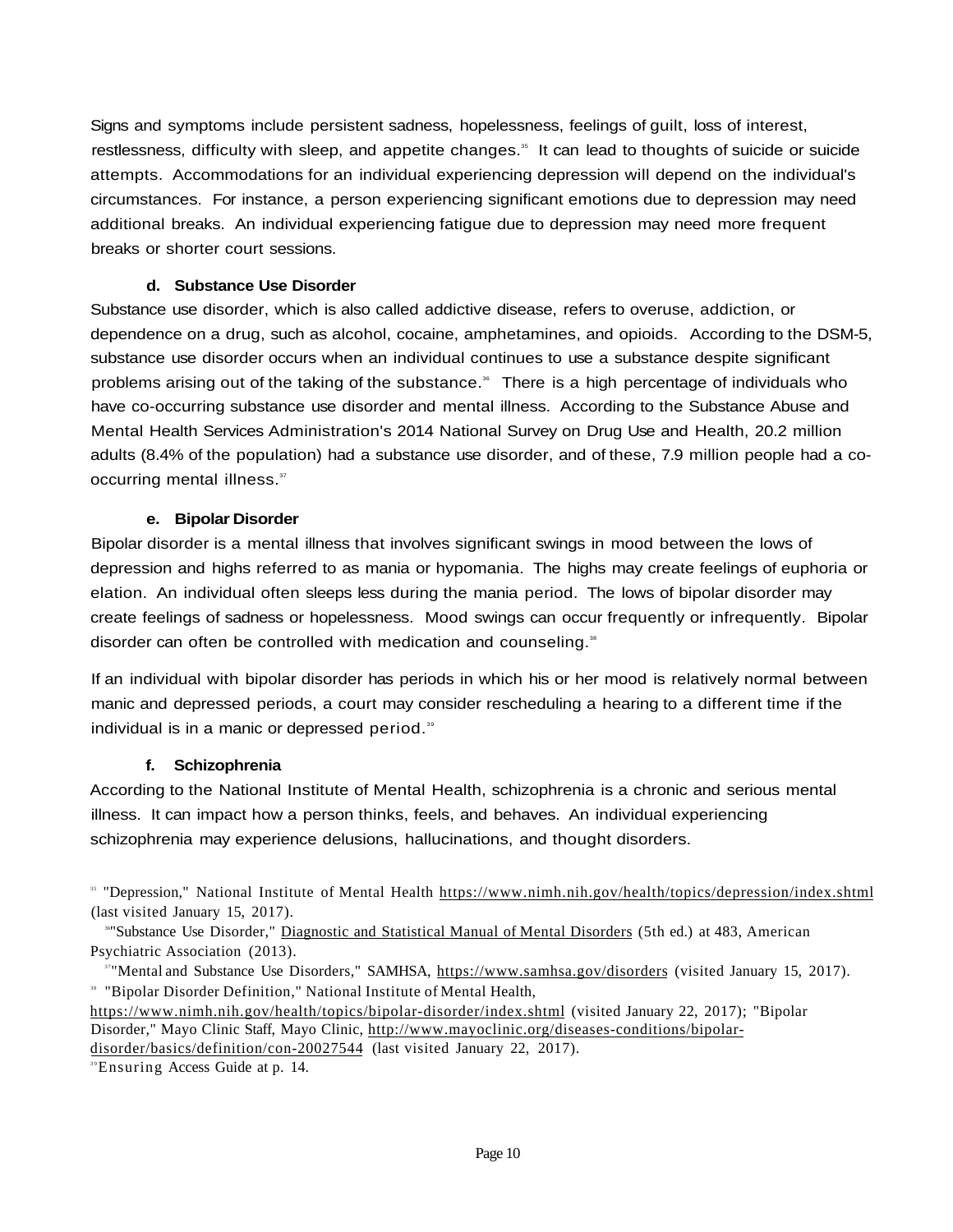Signs and symptoms include persistent sadness, hopelessness, feelings of guilt, loss of interest, restlessness, difficulty with sleep, and appetite changes.[35] It can lead to thoughts of suicide or suicide attempts. Accommodations for an individual experiencing depression will depend on the individual's circumstances. For instance, a person experiencing significant emotions due to depression may need additional breaks. An individual experiencing fatigue due to depression may need more frequent breaks or shorter court sessions.

#### d. Substance Use Disorder

Substance use disorder, which is also called addictive disease, refers to overuse, addiction, or dependence on a drug, such as alcohol, cocaine, amphetamines, and opioids. According to the DSM-5, substance use disorder occurs when an individual continues to use a substance despite significant problems arising out of the taking of the substance.[36] There is a high percentage of individuals who have co-occurring substance use disorder and mental illness. According to the Substance Abuse and Mental Health Services Administration's 2014 National Survey on Drug Use and Health, 20.2 million adults (8.4% of the population) had a substance use disorder, and of these, 7.9 million people had a co-occurring mental illness.[37]

#### e. Bipolar Disorder

Bipolar disorder is a mental illness that involves significant swings in mood between the lows of depression and highs referred to as mania or hypomania. The highs may create feelings of euphoria or elation. An individual often sleeps less during the mania period. The lows of bipolar disorder may create feelings of sadness or hopelessness. Mood swings can occur frequently or infrequently. Bipolar disorder can often be controlled with medication and counseling.[38]

If an individual with bipolar disorder has periods in which his or her mood is relatively normal between manic and depressed periods, a court may consider rescheduling a hearing to a different time if the individual is in a manic or depressed period.[39]

#### f. Schizophrenia

According to the National Institute of Mental Health, schizophrenia is a chronic and serious mental illness. It can impact how a person thinks, feels, and behaves. An individual experiencing schizophrenia may experience delusions, hallucinations, and thought disorders.

---

[35] "Depression," National Institute of Mental Health https://www.nimh.nih.gov/health/topics/depression/index.shtml (last visited January 15, 2017).

[36] "Substance Use Disorder," Diagnostic and Statistical Manual of Mental Disorders (5th ed.) at 483, American Psychiatric Association (2013).

[37] "Mental and Substance Use Disorders," SAMHSA, https://www.samhsa.gov/disorders (visited January 15, 2017).

[38] "Bipolar Disorder Definition," National Institute of Mental Health, https://www.nimh.nih.gov/health/topics/bipolar-disorder/index.shtml (visited January 22, 2017); "Bipolar Disorder," Mayo Clinic Staff, Mayo Clinic, http://www.mayoclinic.org/diseases-conditions/bipolar-disorder/basics/definition/con-20027544 (last visited January 22, 2017).

[39] Ensuring Access Guide at p. 14.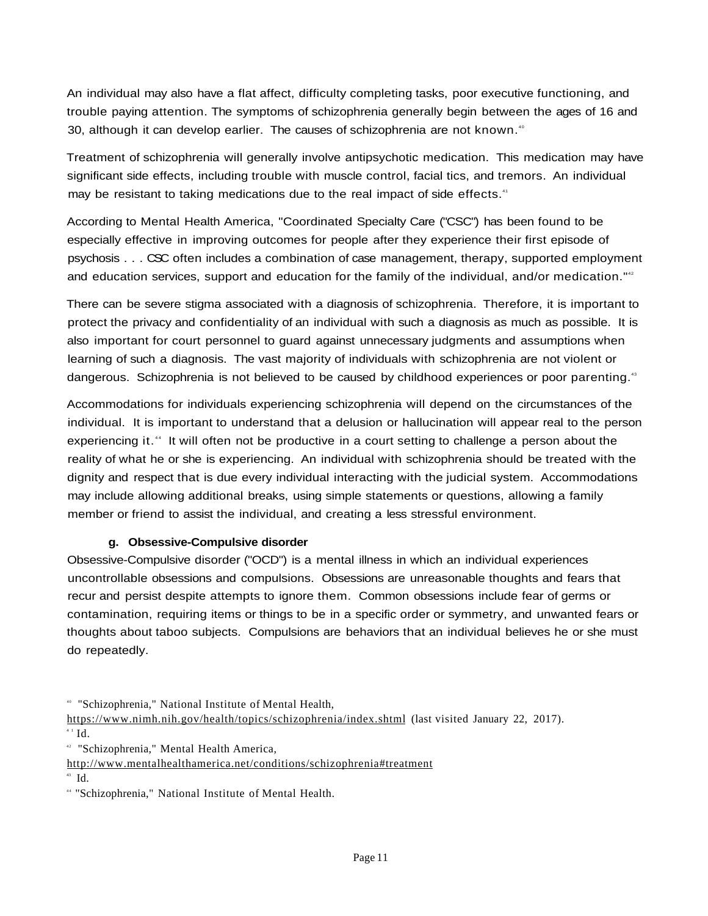An individual may also have a flat affect, difficulty completing tasks, poor executive functioning, and trouble paying attention. The symptoms of schizophrenia generally begin between the ages of 16 and 30, although it can develop earlier. The causes of schizophrenia are not known.[40]

Treatment of schizophrenia will generally involve antipsychotic medication. This medication may have significant side effects, including trouble with muscle control, facial tics, and tremors. An individual may be resistant to taking medications due to the real impact of side effects.[41]

According to Mental Health America, "Coordinated Specialty Care ("CSC") has been found to be especially effective in improving outcomes for people after they experience their first episode of psychosis . . . CSC often includes a combination of case management, therapy, supported employment and education services, support and education for the family of the individual, and/or medication."[42]

There can be severe stigma associated with a diagnosis of schizophrenia. Therefore, it is important to protect the privacy and confidentiality of an individual with such a diagnosis as much as possible. It is also important for court personnel to guard against unnecessary judgments and assumptions when learning of such a diagnosis. The vast majority of individuals with schizophrenia are not violent or dangerous. Schizophrenia is not believed to be caused by childhood experiences or poor parenting.[43]

Accommodations for individuals experiencing schizophrenia will depend on the circumstances of the individual. It is important to understand that a delusion or hallucination will appear real to the person experiencing it.[44] It will often not be productive in a court setting to challenge a person about the reality of what he or she is experiencing. An individual with schizophrenia should be treated with the dignity and respect that is due every individual interacting with the judicial system. Accommodations may include allowing additional breaks, using simple statements or questions, allowing a family member or friend to assist the individual, and creating a less stressful environment.

#### g. Obsessive-Compulsive disorder

Obsessive-Compulsive disorder ("OCD") is a mental illness in which an individual experiences uncontrollable obsessions and compulsions. Obsessions are unreasonable thoughts and fears that recur and persist despite attempts to ignore them. Common obsessions include fear of germs or contamination, requiring items or things to be in a specific order or symmetry, and unwanted fears or thoughts about taboo subjects. Compulsions are behaviors that an individual believes he or she must do repeatedly.

---

[40] "Schizophrenia," National Institute of Mental Health, https://www.nimh.nih.gov/health/topics/schizophrenia/index.shtml (last visited January 22, 2017).

[41] Id.

[42] "Schizophrenia," Mental Health America, http://www.mentalhealthamerica.net/conditions/schizophrenia#treatment

[43] Id.

[44] "Schizophrenia," National Institute of Mental Health.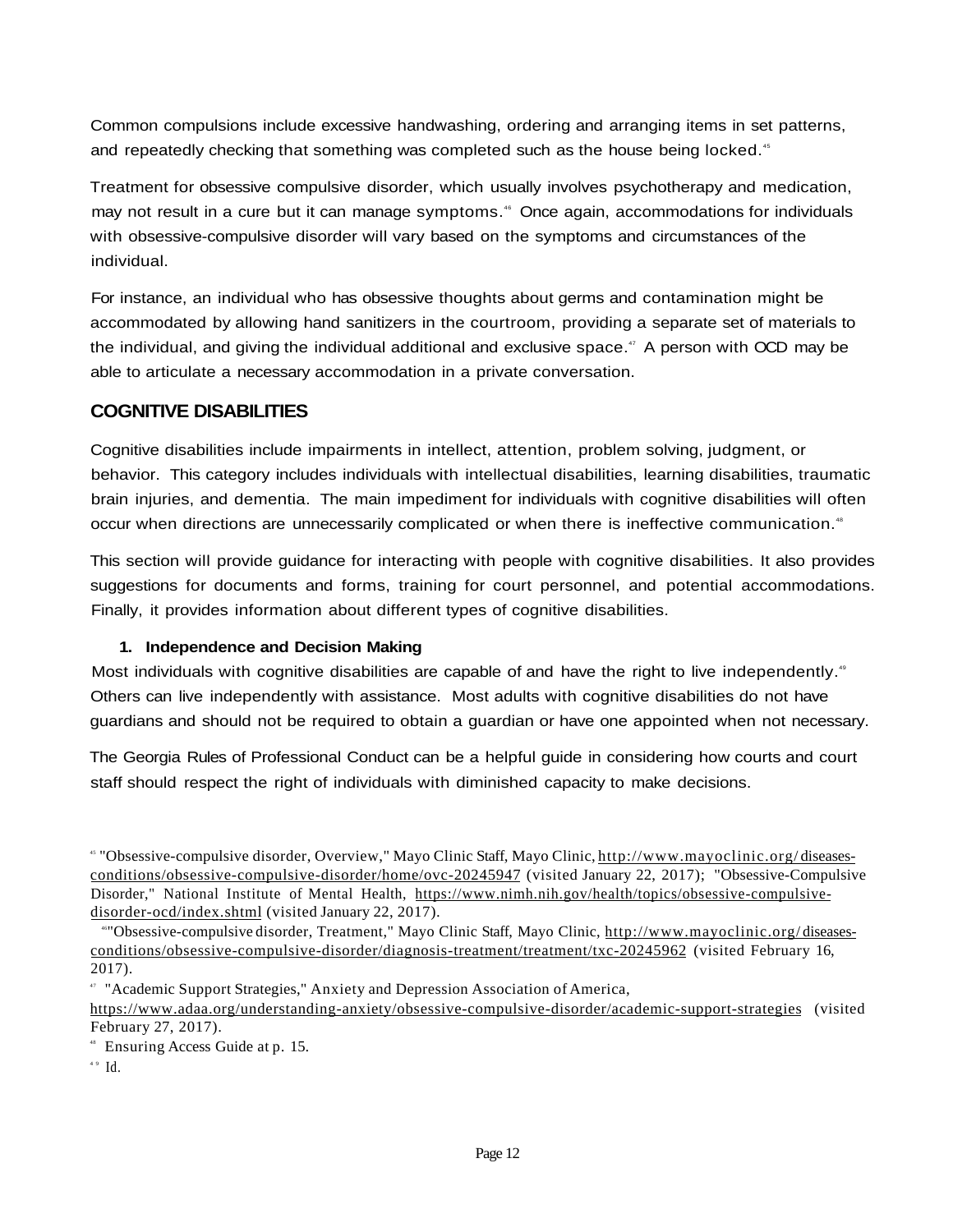Common compulsions include excessive handwashing, ordering and arranging items in set patterns, and repeatedly checking that something was completed such as the house being locked.[45]

Treatment for obsessive compulsive disorder, which usually involves psychotherapy and medication, may not result in a cure but it can manage symptoms.[46] Once again, accommodations for individuals with obsessive-compulsive disorder will vary based on the symptoms and circumstances of the individual.

For instance, an individual who has obsessive thoughts about germs and contamination might be accommodated by allowing hand sanitizers in the courtroom, providing a separate set of materials to the individual, and giving the individual additional and exclusive space.[47] A person with OCD may be able to articulate a necessary accommodation in a private conversation.

## COGNITIVE DISABILITIES

Cognitive disabilities include impairments in intellect, attention, problem solving, judgment, or behavior. This category includes individuals with intellectual disabilities, learning disabilities, traumatic brain injuries, and dementia. The main impediment for individuals with cognitive disabilities will often occur when directions are unnecessarily complicated or when there is ineffective communication.[48]

This section will provide guidance for interacting with people with cognitive disabilities. It also provides suggestions for documents and forms, training for court personnel, and potential accommodations. Finally, it provides information about different types of cognitive disabilities.

### 1. Independence and Decision Making

Most individuals with cognitive disabilities are capable of and have the right to live independently.[49] Others can live independently with assistance. Most adults with cognitive disabilities do not have guardians and should not be required to obtain a guardian or have one appointed when not necessary.

The Georgia Rules of Professional Conduct can be a helpful guide in considering how courts and court staff should respect the right of individuals with diminished capacity to make decisions.

---

[45] "Obsessive-compulsive disorder, Overview," Mayo Clinic Staff, Mayo Clinic, http://www.mayoclinic.org/diseases-conditions/obsessive-compulsive-disorder/home/ovc-20245947 (visited January 22, 2017); "Obsessive-Compulsive Disorder," National Institute of Mental Health, https://www.nimh.nih.gov/health/topics/obsessive-compulsive-disorder-ocd/index.shtml (visited January 22, 2017).

[46] "Obsessive-compulsive disorder, Treatment," Mayo Clinic Staff, Mayo Clinic, http://www.mayoclinic.org/diseases-conditions/obsessive-compulsive-disorder/diagnosis-treatment/treatment/txc-20245962 (visited February 16, 2017).

[47] "Academic Support Strategies," Anxiety and Depression Association of America, https://www.adaa.org/understanding-anxiety/obsessive-compulsive-disorder/academic-support-strategies (visited February 27, 2017).

[48] Ensuring Access Guide at p. 15.

[49] Id.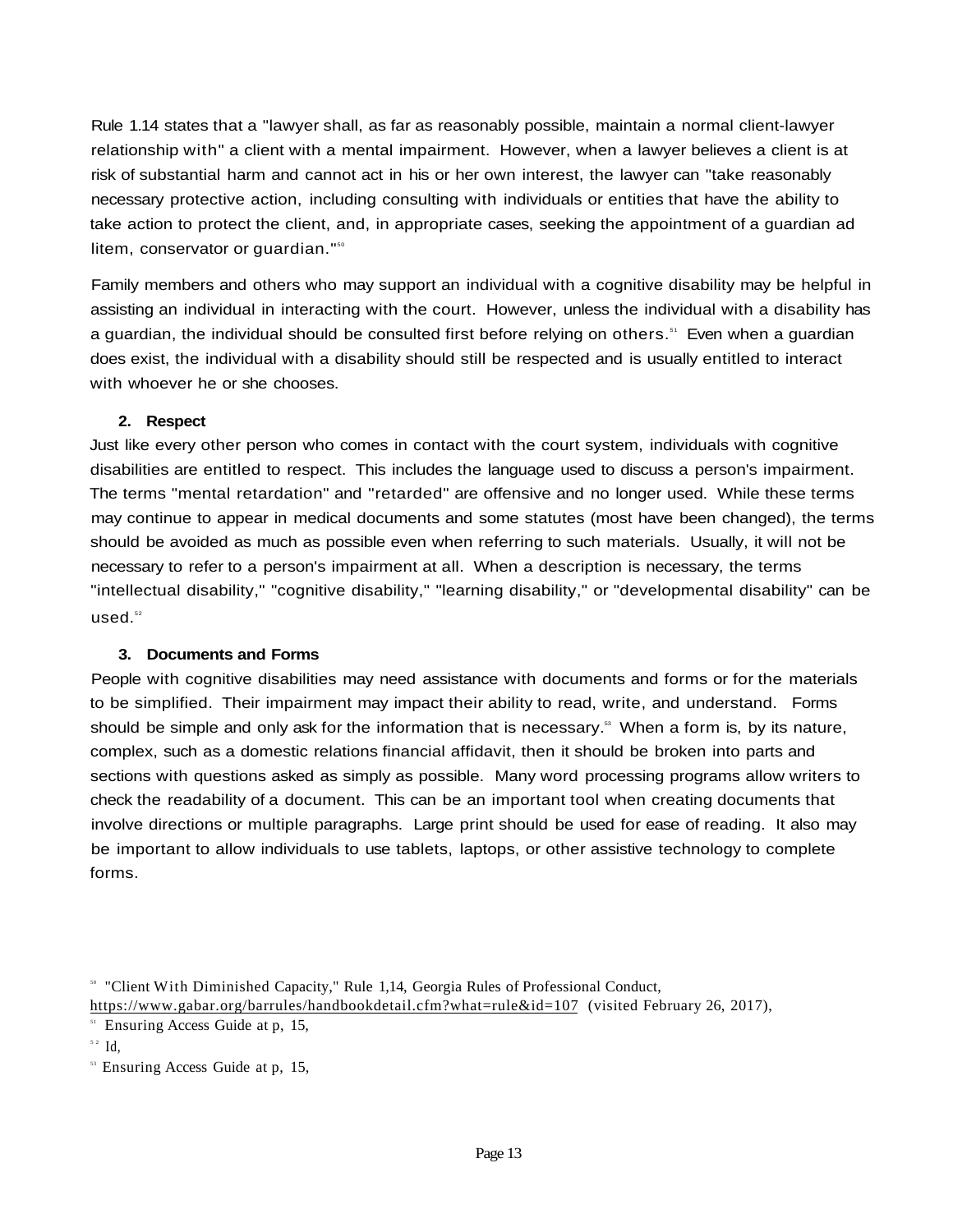Rule 1.14 states that a "lawyer shall, as far as reasonably possible, maintain a normal client-lawyer relationship with" a client with a mental impairment. However, when a lawyer believes a client is at risk of substantial harm and cannot act in his or her own interest, the lawyer can "take reasonably necessary protective action, including consulting with individuals or entities that have the ability to take action to protect the client, and, in appropriate cases, seeking the appointment of a guardian ad litem, conservator or guardian."[50]

Family members and others who may support an individual with a cognitive disability may be helpful in assisting an individual in interacting with the court. However, unless the individual with a disability has a guardian, the individual should be consulted first before relying on others.[51] Even when a guardian does exist, the individual with a disability should still be respected and is usually entitled to interact with whoever he or she chooses.

**2. Respect**

Just like every other person who comes in contact with the court system, individuals with cognitive disabilities are entitled to respect. This includes the language used to discuss a person's impairment. The terms "mental retardation" and "retarded" are offensive and no longer used. While these terms may continue to appear in medical documents and some statutes (most have been changed), the terms should be avoided as much as possible even when referring to such materials. Usually, it will not be necessary to refer to a person's impairment at all. When a description is necessary, the terms "intellectual disability," "cognitive disability," "learning disability," or "developmental disability" can be used.[52]

**3. Documents and Forms**

People with cognitive disabilities may need assistance with documents and forms or for the materials to be simplified. Their impairment may impact their ability to read, write, and understand. Forms should be simple and only ask for the information that is necessary.[53] When a form is, by its nature, complex, such as a domestic relations financial affidavit, then it should be broken into parts and sections with questions asked as simply as possible. Many word processing programs allow writers to check the readability of a document. This can be an important tool when creating documents that involve directions or multiple paragraphs. Large print should be used for ease of reading. It also may be important to allow individuals to use tablets, laptops, or other assistive technology to complete forms.

---

[50] "Client With Diminished Capacity," Rule 1,14, Georgia Rules of Professional Conduct, https://www.gabar.org/barrules/handbookdetail.cfm?what=rule&id=107 (visited February 26, 2017),

[51] Ensuring Access Guide at p, 15,

[52] Id,

[53] Ensuring Access Guide at p, 15,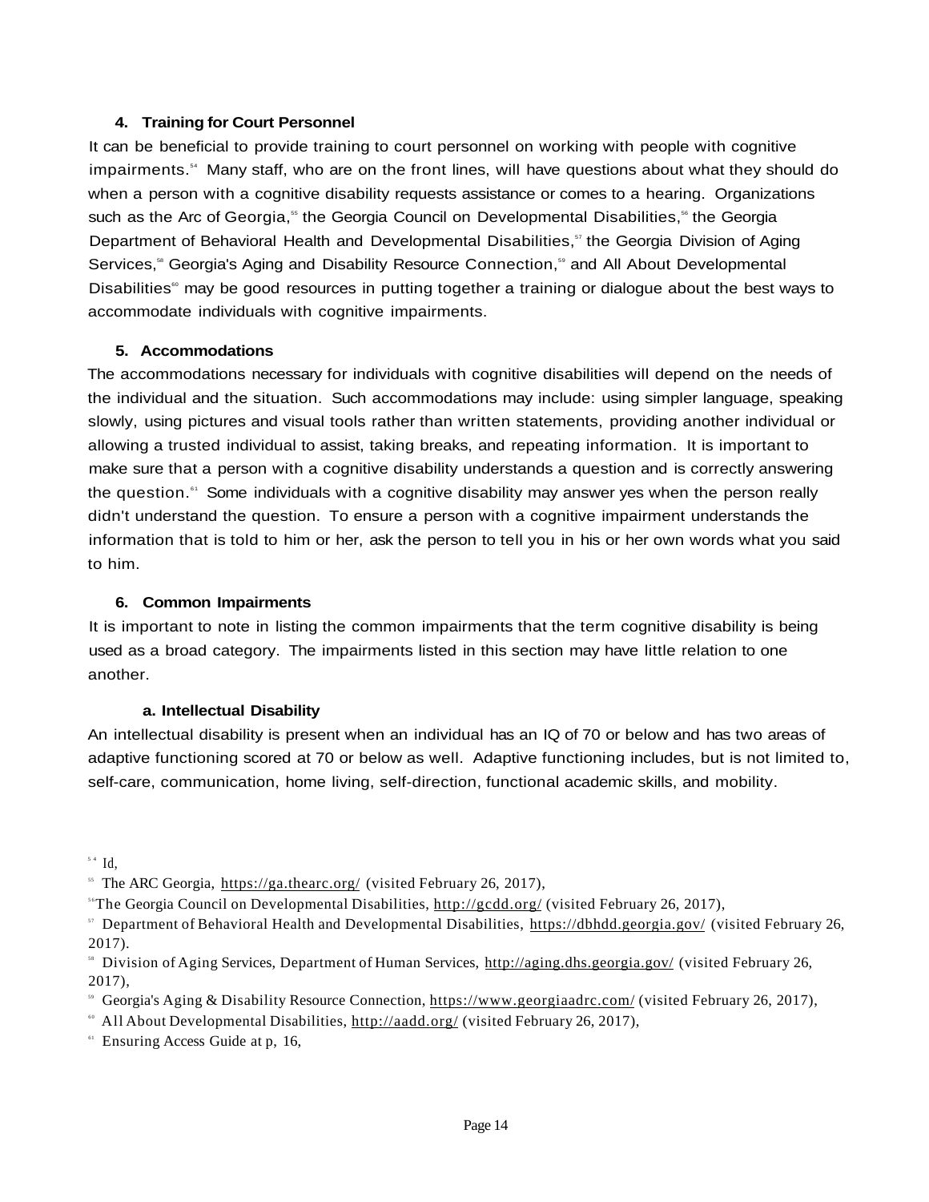### 4. Training for Court Personnel

It can be beneficial to provide training to court personnel on working with people with cognitive impairments.[54] Many staff, who are on the front lines, will have questions about what they should do when a person with a cognitive disability requests assistance or comes to a hearing. Organizations such as the Arc of Georgia,[55] the Georgia Council on Developmental Disabilities,[56] the Georgia Department of Behavioral Health and Developmental Disabilities,[57] the Georgia Division of Aging Services,[58] Georgia's Aging and Disability Resource Connection,[59] and All About Developmental Disabilities[60] may be good resources in putting together a training or dialogue about the best ways to accommodate individuals with cognitive impairments.

### 5. Accommodations

The accommodations necessary for individuals with cognitive disabilities will depend on the needs of the individual and the situation. Such accommodations may include: using simpler language, speaking slowly, using pictures and visual tools rather than written statements, providing another individual or allowing a trusted individual to assist, taking breaks, and repeating information. It is important to make sure that a person with a cognitive disability understands a question and is correctly answering the question.[61] Some individuals with a cognitive disability may answer yes when the person really didn't understand the question. To ensure a person with a cognitive impairment understands the information that is told to him or her, ask the person to tell you in his or her own words what you said to him.

### 6. Common Impairments

It is important to note in listing the common impairments that the term cognitive disability is being used as a broad category. The impairments listed in this section may have little relation to one another.

#### a. Intellectual Disability

An intellectual disability is present when an individual has an IQ of 70 or below and has two areas of adaptive functioning scored at 70 or below as well. Adaptive functioning includes, but is not limited to, self-care, communication, home living, self-direction, functional academic skills, and mobility.

---

[54] Id,

[55] The ARC Georgia, https://ga.thearc.org/ (visited February 26, 2017),

[56] The Georgia Council on Developmental Disabilities, http://gcdd.org/ (visited February 26, 2017),

[57] Department of Behavioral Health and Developmental Disabilities, https://dbhdd.georgia.gov/ (visited February 26, 2017).

[58] Division of Aging Services, Department of Human Services, http://aging.dhs.georgia.gov/ (visited February 26, 2017),

[59] Georgia's Aging & Disability Resource Connection, https://www.georgiaadrc.com/ (visited February 26, 2017),

[60] All About Developmental Disabilities, http://aadd.org/ (visited February 26, 2017),

[61] Ensuring Access Guide at p, 16,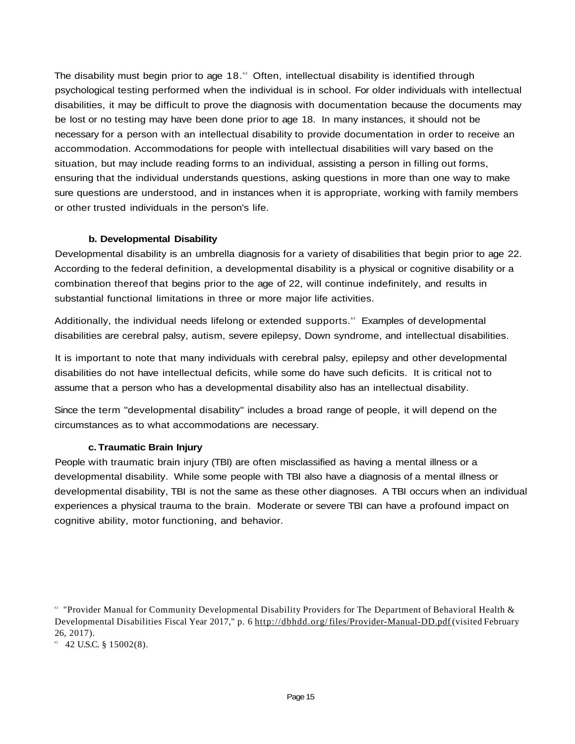The disability must begin prior to age 18.[62] Often, intellectual disability is identified through psychological testing performed when the individual is in school. For older individuals with intellectual disabilities, it may be difficult to prove the diagnosis with documentation because the documents may be lost or no testing may have been done prior to age 18. In many instances, it should not be necessary for a person with an intellectual disability to provide documentation in order to receive an accommodation. Accommodations for people with intellectual disabilities will vary based on the situation, but may include reading forms to an individual, assisting a person in filling out forms, ensuring that the individual understands questions, asking questions in more than one way to make sure questions are understood, and in instances when it is appropriate, working with family members or other trusted individuals in the person's life.

#### b. Developmental Disability

Developmental disability is an umbrella diagnosis for a variety of disabilities that begin prior to age 22. According to the federal definition, a developmental disability is a physical or cognitive disability or a combination thereof that begins prior to the age of 22, will continue indefinitely, and results in substantial functional limitations in three or more major life activities.

Additionally, the individual needs lifelong or extended supports.[63] Examples of developmental disabilities are cerebral palsy, autism, severe epilepsy, Down syndrome, and intellectual disabilities.

It is important to note that many individuals with cerebral palsy, epilepsy and other developmental disabilities do not have intellectual deficits, while some do have such deficits. It is critical not to assume that a person who has a developmental disability also has an intellectual disability.

Since the term "developmental disability" includes a broad range of people, it will depend on the circumstances as to what accommodations are necessary.

#### c. Traumatic Brain Injury

People with traumatic brain injury (TBI) are often misclassified as having a mental illness or a developmental disability. While some people with TBI also have a diagnosis of a mental illness or developmental disability, TBI is not the same as these other diagnoses. A TBI occurs when an individual experiences a physical trauma to the brain. Moderate or severe TBI can have a profound impact on cognitive ability, motor functioning, and behavior.

---

[62] "Provider Manual for Community Developmental Disability Providers for The Department of Behavioral Health & Developmental Disabilities Fiscal Year 2017," p. 6 http://dbhdd.org/files/Provider-Manual-DD.pdf (visited February 26, 2017).

[63] 42 U.S.C. § 15002(8).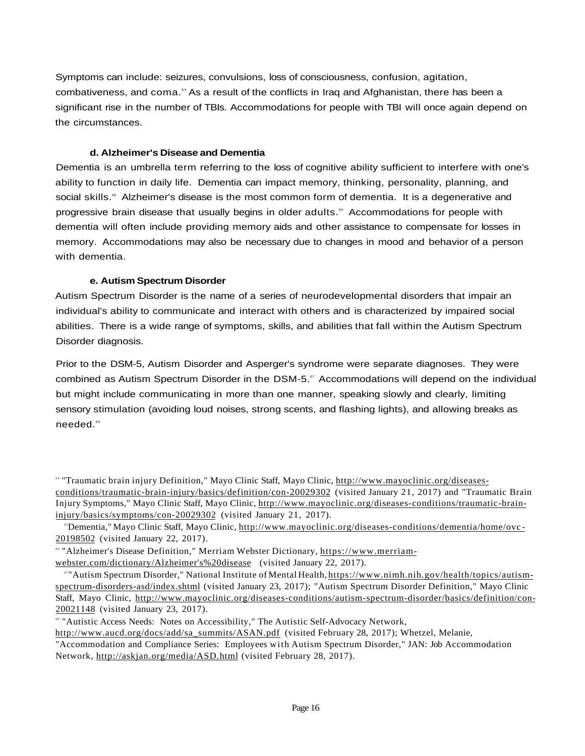Symptoms can include: seizures, convulsions, loss of consciousness, confusion, agitation, combativeness, and coma.[64] As a result of the conflicts in Iraq and Afghanistan, there has been a significant rise in the number of TBIs. Accommodations for people with TBI will once again depend on the circumstances.

#### d. Alzheimer's Disease and Dementia

Dementia is an umbrella term referring to the loss of cognitive ability sufficient to interfere with one's ability to function in daily life. Dementia can impact memory, thinking, personality, planning, and social skills.[65] Alzheimer's disease is the most common form of dementia. It is a degenerative and progressive brain disease that usually begins in older adults.[66] Accommodations for people with dementia will often include providing memory aids and other assistance to compensate for losses in memory. Accommodations may also be necessary due to changes in mood and behavior of a person with dementia.

#### e. Autism Spectrum Disorder

Autism Spectrum Disorder is the name of a series of neurodevelopmental disorders that impair an individual's ability to communicate and interact with others and is characterized by impaired social abilities. There is a wide range of symptoms, skills, and abilities that fall within the Autism Spectrum Disorder diagnosis.

Prior to the DSM-5, Autism Disorder and Asperger's syndrome were separate diagnoses. They were combined as Autism Spectrum Disorder in the DSM-5.[67] Accommodations will depend on the individual but might include communicating in more than one manner, speaking slowly and clearly, limiting sensory stimulation (avoiding loud noises, strong scents, and flashing lights), and allowing breaks as needed.[68]

---

[64] "Traumatic brain injury Definition," Mayo Clinic Staff, Mayo Clinic, http://www.mayoclinic.org/diseases-conditions/traumatic-brain-injury/basics/definition/con-20029302 (visited January 21, 2017) and "Traumatic Brain Injury Symptoms," Mayo Clinic Staff, Mayo Clinic, http://www.mayoclinic.org/diseases-conditions/traumatic-brain-injury/basics/symptoms/con-20029302 (visited January 21, 2017).

[65] "Dementia," Mayo Clinic Staff, Mayo Clinic, http://www.mayoclinic.org/diseases-conditions/dementia/home/ovc-20198502 (visited January 22, 2017).

[66] "Alzheimer's Disease Definition," Merriam Webster Dictionary, https://www.merriam-webster.com/dictionary/Alzheimer's%20disease (visited January 22, 2017).

[67] "Autism Spectrum Disorder," National Institute of Mental Health, https://www.nimh.nih.gov/health/topics/autism-spectrum-disorders-asd/index.shtml (visited January 23, 2017); "Autism Spectrum Disorder Definition," Mayo Clinic Staff, Mayo Clinic, http://www.mayoclinic.org/diseases-conditions/autism-spectrum-disorder/basics/definition/con-20021148 (visited January 23, 2017).

[68] "Autistic Access Needs: Notes on Accessibility," The Autistic Self-Advocacy Network, http://www.aucd.org/docs/add/sa_summits/ASAN.pdf (visited February 28, 2017); Whetzel, Melanie, "Accommodation and Compliance Series: Employees with Autism Spectrum Disorder," JAN: Job Accommodation Network, http://askjan.org/media/ASD.html (visited February 28, 2017).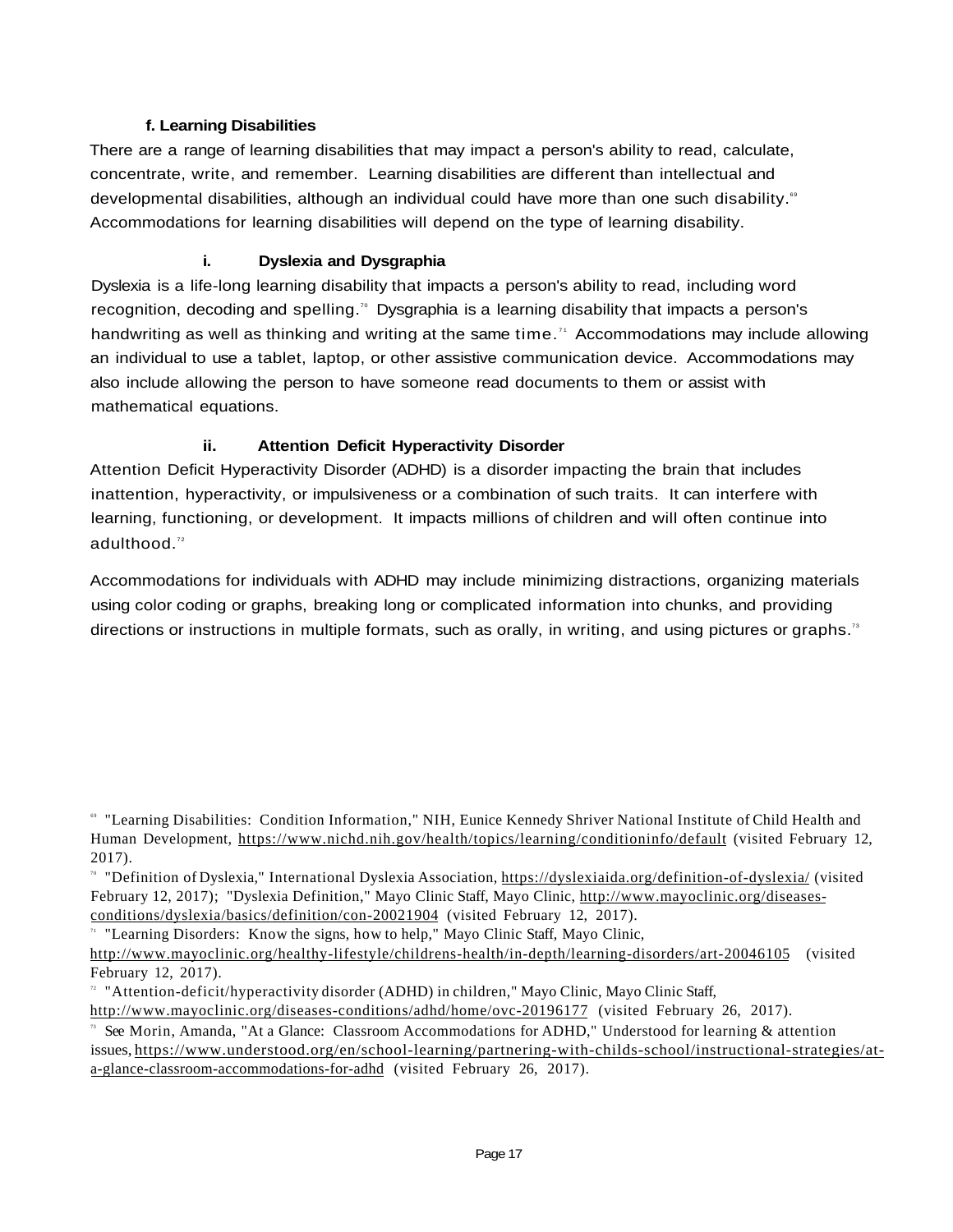#### f. Learning Disabilities

There are a range of learning disabilities that may impact a person's ability to read, calculate, concentrate, write, and remember. Learning disabilities are different than intellectual and developmental disabilities, although an individual could have more than one such disability.[69] Accommodations for learning disabilities will depend on the type of learning disability.

##### i. Dyslexia and Dysgraphia

Dyslexia is a life-long learning disability that impacts a person's ability to read, including word recognition, decoding and spelling.[70] Dysgraphia is a learning disability that impacts a person's handwriting as well as thinking and writing at the same time.[71] Accommodations may include allowing an individual to use a tablet, laptop, or other assistive communication device. Accommodations may also include allowing the person to have someone read documents to them or assist with mathematical equations.

##### ii. Attention Deficit Hyperactivity Disorder

Attention Deficit Hyperactivity Disorder (ADHD) is a disorder impacting the brain that includes inattention, hyperactivity, or impulsiveness or a combination of such traits. It can interfere with learning, functioning, or development. It impacts millions of children and will often continue into adulthood.[72]

Accommodations for individuals with ADHD may include minimizing distractions, organizing materials using color coding or graphs, breaking long or complicated information into chunks, and providing directions or instructions in multiple formats, such as orally, in writing, and using pictures or graphs.[73]

---

[69] "Learning Disabilities: Condition Information," NIH, Eunice Kennedy Shriver National Institute of Child Health and Human Development, https://www.nichd.nih.gov/health/topics/learning/conditioninfo/default (visited February 12, 2017).

[70] "Definition of Dyslexia," International Dyslexia Association, https://dyslexiaida.org/definition-of-dyslexia/ (visited February 12, 2017); "Dyslexia Definition," Mayo Clinic Staff, Mayo Clinic, http://www.mayoclinic.org/diseases-conditions/dyslexia/basics/definition/con-20021904 (visited February 12, 2017).

[71] "Learning Disorders: Know the signs, how to help," Mayo Clinic Staff, Mayo Clinic, http://www.mayoclinic.org/healthy-lifestyle/childrens-health/in-depth/learning-disorders/art-20046105 (visited February 12, 2017).

[72] "Attention-deficit/hyperactivity disorder (ADHD) in children," Mayo Clinic, Mayo Clinic Staff, http://www.mayoclinic.org/diseases-conditions/adhd/home/ovc-20196177 (visited February 26, 2017).

[73] See Morin, Amanda, "At a Glance: Classroom Accommodations for ADHD," Understood for learning & attention issues, https://www.understood.org/en/school-learning/partnering-with-childs-school/instructional-strategies/at-a-glance-classroom-accommodations-for-adhd (visited February 26, 2017).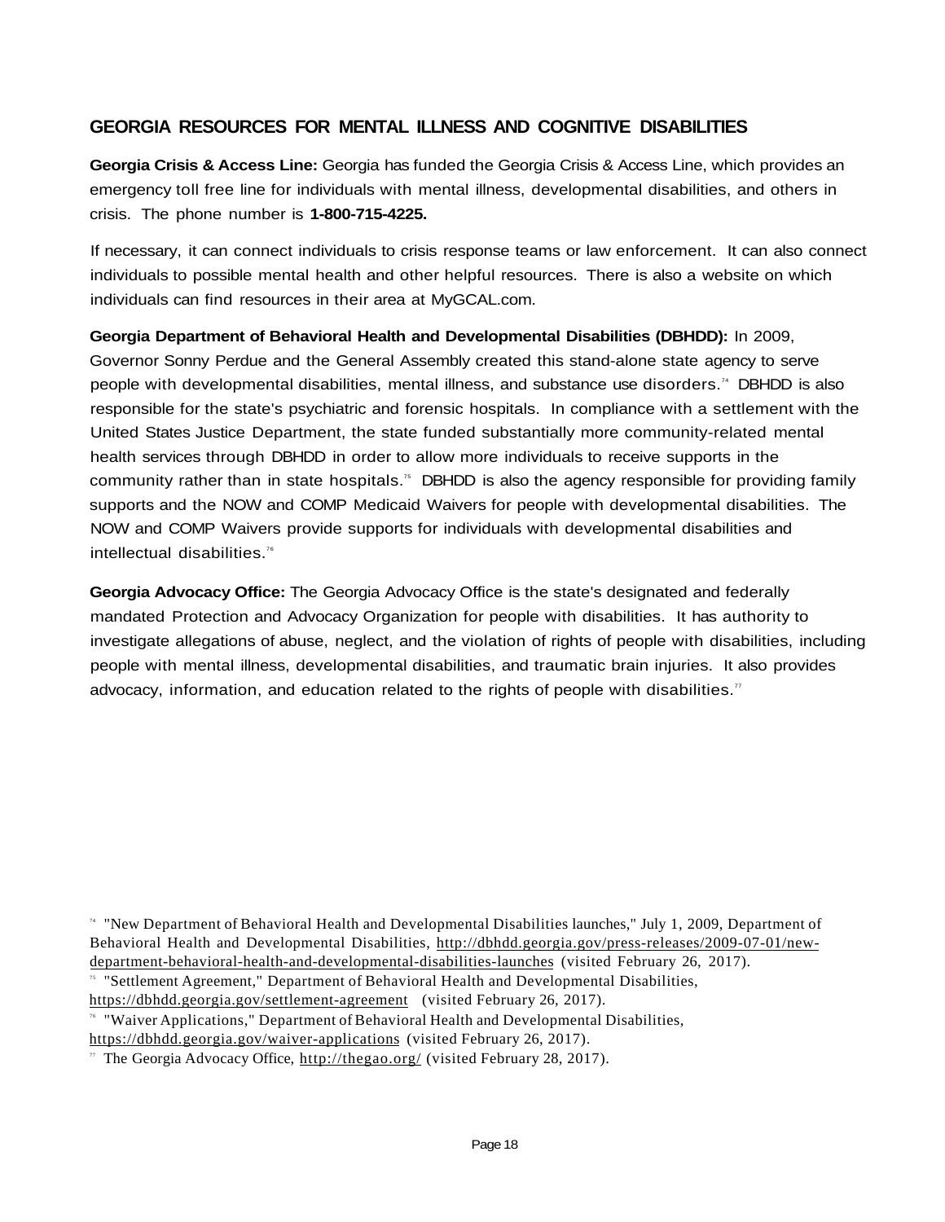## GEORGIA RESOURCES FOR MENTAL ILLNESS AND COGNITIVE DISABILITIES

**Georgia Crisis & Access Line:** Georgia has funded the Georgia Crisis & Access Line, which provides an emergency toll free line for individuals with mental illness, developmental disabilities, and others in crisis. The phone number is **1-800-715-4225.**

If necessary, it can connect individuals to crisis response teams or law enforcement. It can also connect individuals to possible mental health and other helpful resources. There is also a website on which individuals can find resources in their area at MyGCAL.com.

**Georgia Department of Behavioral Health and Developmental Disabilities (DBHDD):** In 2009, Governor Sonny Perdue and the General Assembly created this stand-alone state agency to serve people with developmental disabilities, mental illness, and substance use disorders.[74] DBHDD is also responsible for the state's psychiatric and forensic hospitals. In compliance with a settlement with the United States Justice Department, the state funded substantially more community-related mental health services through DBHDD in order to allow more individuals to receive supports in the community rather than in state hospitals.[75] DBHDD is also the agency responsible for providing family supports and the NOW and COMP Medicaid Waivers for people with developmental disabilities. The NOW and COMP Waivers provide supports for individuals with developmental disabilities and intellectual disabilities.[76]

**Georgia Advocacy Office:** The Georgia Advocacy Office is the state's designated and federally mandated Protection and Advocacy Organization for people with disabilities. It has authority to investigate allegations of abuse, neglect, and the violation of rights of people with disabilities, including people with mental illness, developmental disabilities, and traumatic brain injuries. It also provides advocacy, information, and education related to the rights of people with disabilities.[77]

---

[74] "New Department of Behavioral Health and Developmental Disabilities launches," July 1, 2009, Department of Behavioral Health and Developmental Disabilities, http://dbhdd.georgia.gov/press-releases/2009-07-01/new-department-behavioral-health-and-developmental-disabilities-launches (visited February 26, 2017).

[75] "Settlement Agreement," Department of Behavioral Health and Developmental Disabilities, https://dbhdd.georgia.gov/settlement-agreement (visited February 26, 2017).

[76] "Waiver Applications," Department of Behavioral Health and Developmental Disabilities, https://dbhdd.georgia.gov/waiver-applications (visited February 26, 2017).

[77] The Georgia Advocacy Office, http://thegao.org/ (visited February 28, 2017).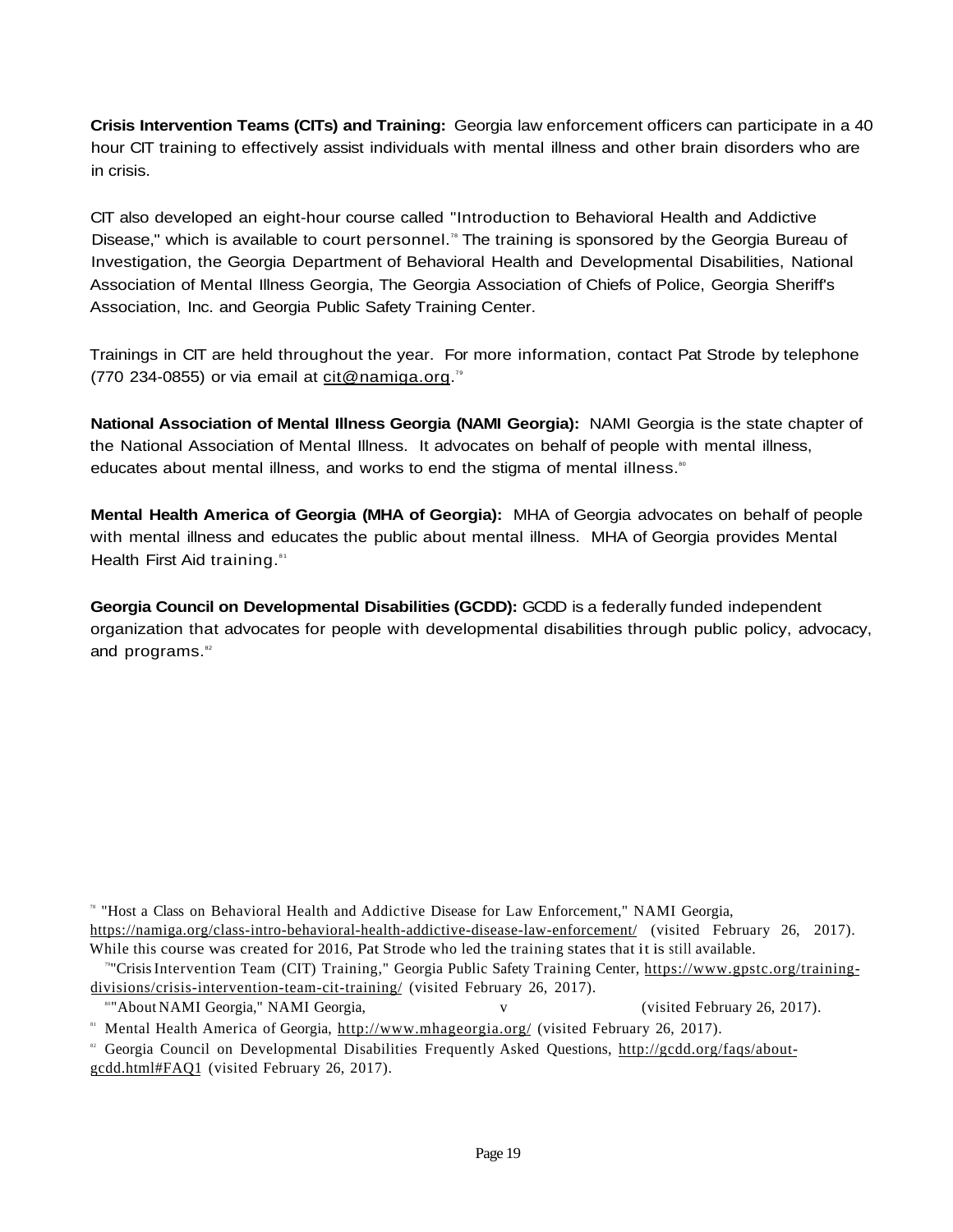**Crisis Intervention Teams (CITs) and Training:** Georgia law enforcement officers can participate in a 40 hour CIT training to effectively assist individuals with mental illness and other brain disorders who are in crisis.

CIT also developed an eight-hour course called "Introduction to Behavioral Health and Addictive Disease," which is available to court personnel.[78] The training is sponsored by the Georgia Bureau of Investigation, the Georgia Department of Behavioral Health and Developmental Disabilities, National Association of Mental Illness Georgia, The Georgia Association of Chiefs of Police, Georgia Sheriff's Association, Inc. and Georgia Public Safety Training Center.

Trainings in CIT are held throughout the year. For more information, contact Pat Strode by telephone (770 234-0855) or via email at cit@namiga.org.[79]

**National Association of Mental Illness Georgia (NAMI Georgia):** NAMI Georgia is the state chapter of the National Association of Mental Illness. It advocates on behalf of people with mental illness, educates about mental illness, and works to end the stigma of mental illness.[80]

**Mental Health America of Georgia (MHA of Georgia):** MHA of Georgia advocates on behalf of people with mental illness and educates the public about mental illness. MHA of Georgia provides Mental Health First Aid training.[81]

**Georgia Council on Developmental Disabilities (GCDD):** GCDD is a federally funded independent organization that advocates for people with developmental disabilities through public policy, advocacy, and programs.[82]

---

[78] "Host a Class on Behavioral Health and Addictive Disease for Law Enforcement," NAMI Georgia, https://namiga.org/class-intro-behavioral-health-addictive-disease-law-enforcement/ (visited February 26, 2017). While this course was created for 2016, Pat Strode who led the training states that it is still available.

[79] "Crisis Intervention Team (CIT) Training," Georgia Public Safety Training Center, https://www.gpstc.org/training-divisions/crisis-intervention-team-cit-training/ (visited February 26, 2017).

[80] "About NAMI Georgia," NAMI Georgia, v (visited February 26, 2017).

[81] Mental Health America of Georgia, http://www.mhageorgia.org/ (visited February 26, 2017).

[82] Georgia Council on Developmental Disabilities Frequently Asked Questions, http://gcdd.org/faqs/about-gcdd.html#FAQ1 (visited February 26, 2017).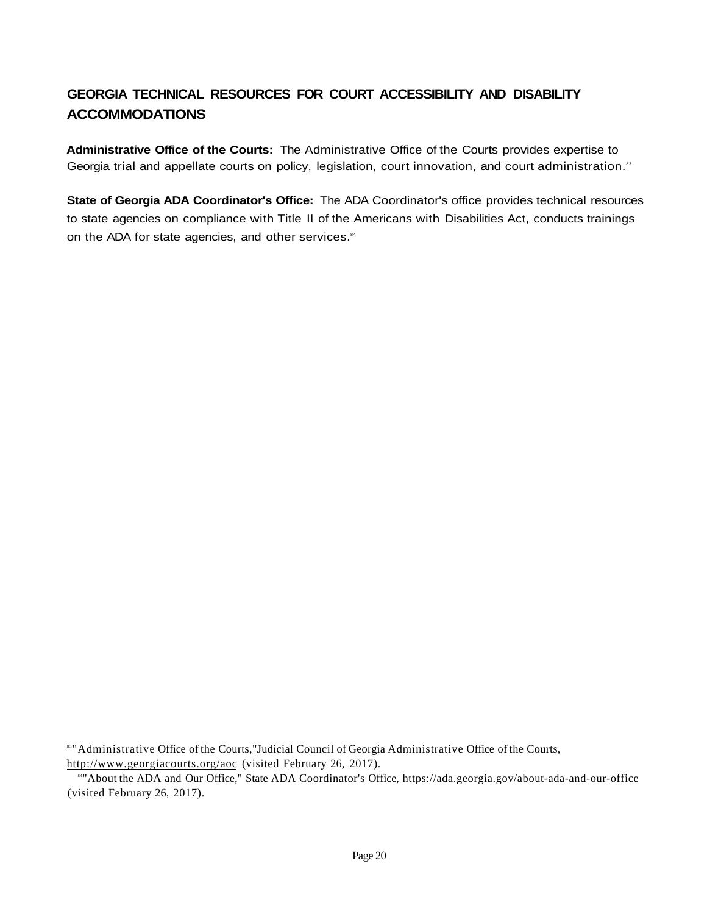## GEORGIA TECHNICAL RESOURCES FOR COURT ACCESSIBILITY AND DISABILITY ACCOMMODATIONS

**Administrative Office of the Courts:** The Administrative Office of the Courts provides expertise to Georgia trial and appellate courts on policy, legislation, court innovation, and court administration.[83]

**State of Georgia ADA Coordinator's Office:** The ADA Coordinator's office provides technical resources to state agencies on compliance with Title II of the Americans with Disabilities Act, conducts trainings on the ADA for state agencies, and other services.[84]

---

[83] "Administrative Office of the Courts,"Judicial Council of Georgia Administrative Office of the Courts, http://www.georgiacourts.org/aoc (visited February 26, 2017).

[84] "About the ADA and Our Office," State ADA Coordinator's Office, https://ada.georgia.gov/about-ada-and-our-office (visited February 26, 2017).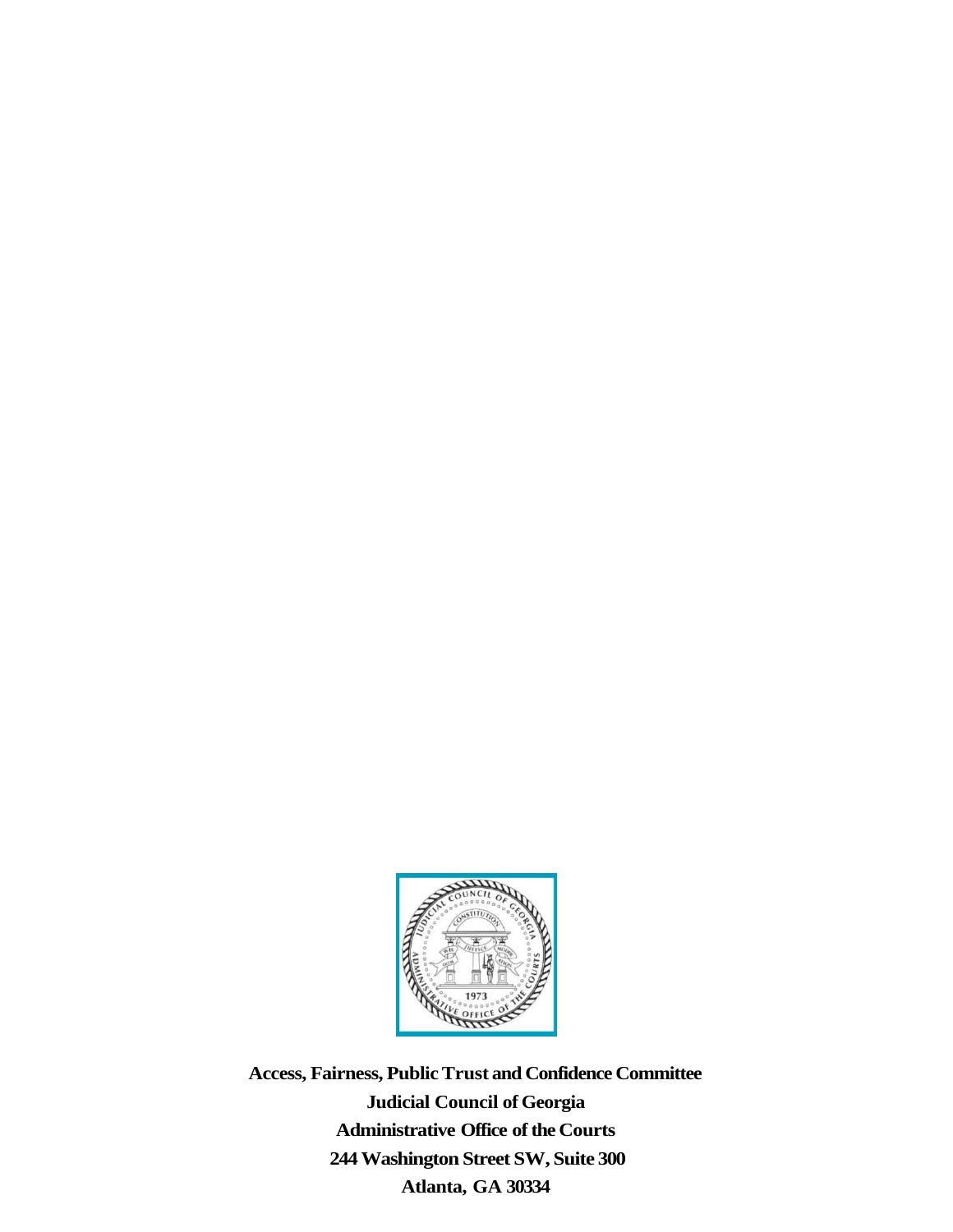**Access, Fairness, Public Trust and Confidence Committee**

**Judicial Council of Georgia**

**Administrative Office of the Courts**

**244 Washington Street SW, Suite 300**

**Atlanta, GA 30334**